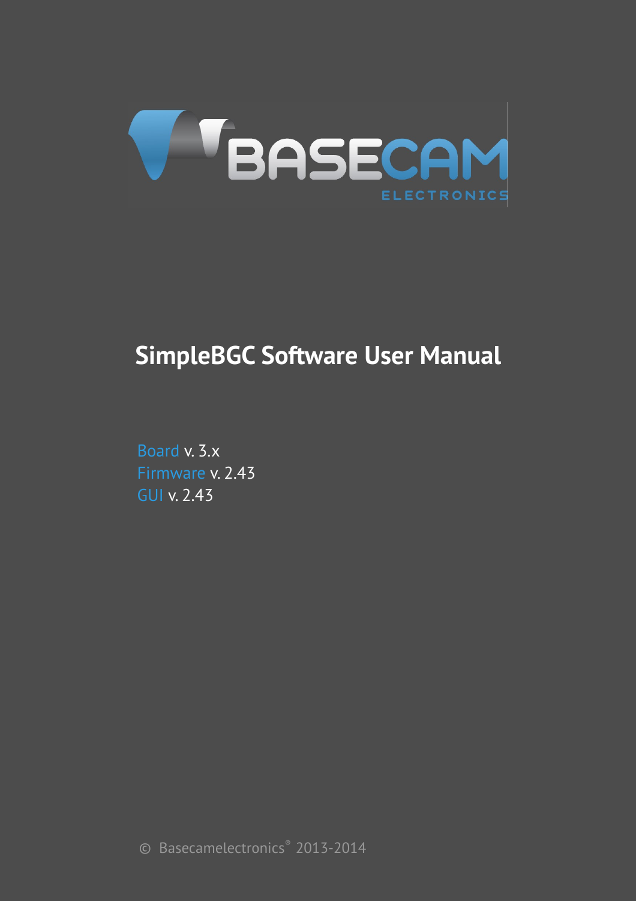BASECAM ELECTRONICS

# SimpleBGC Software User Manual

Board v. 3.x
Firmware v. 2.43
GUI v. 2.43

© Basecamelectronics® 2013-2014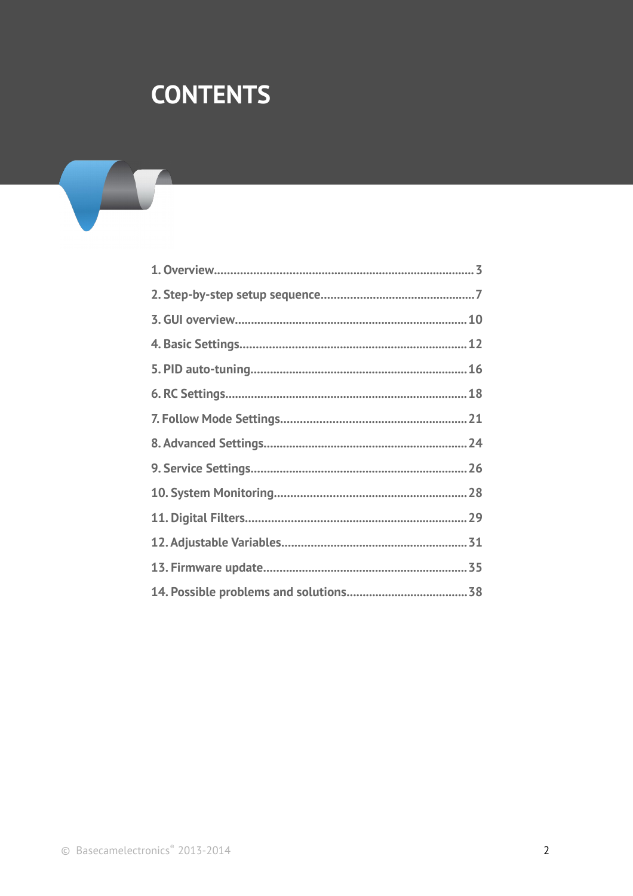# CONTENTS

1. Overview....................................................................................3
2. Step-by-step setup sequence...............................................7
3. GUI overview.......................................................................10
4. Basic Settings......................................................................12
5. PID auto-tuning..................................................................16
6. RC Settings..........................................................................18
7. Follow Mode Settings.........................................................21
8. Advanced Settings..............................................................24
9. Service Settings..................................................................26
10. System Monitoring...........................................................28
11. Digital Filters....................................................................29
12. Adjustable Variables.........................................................31
13. Firmware update...............................................................35
14. Possible problems and solutions.....................................38

© Basecamelectronics® 2013-2014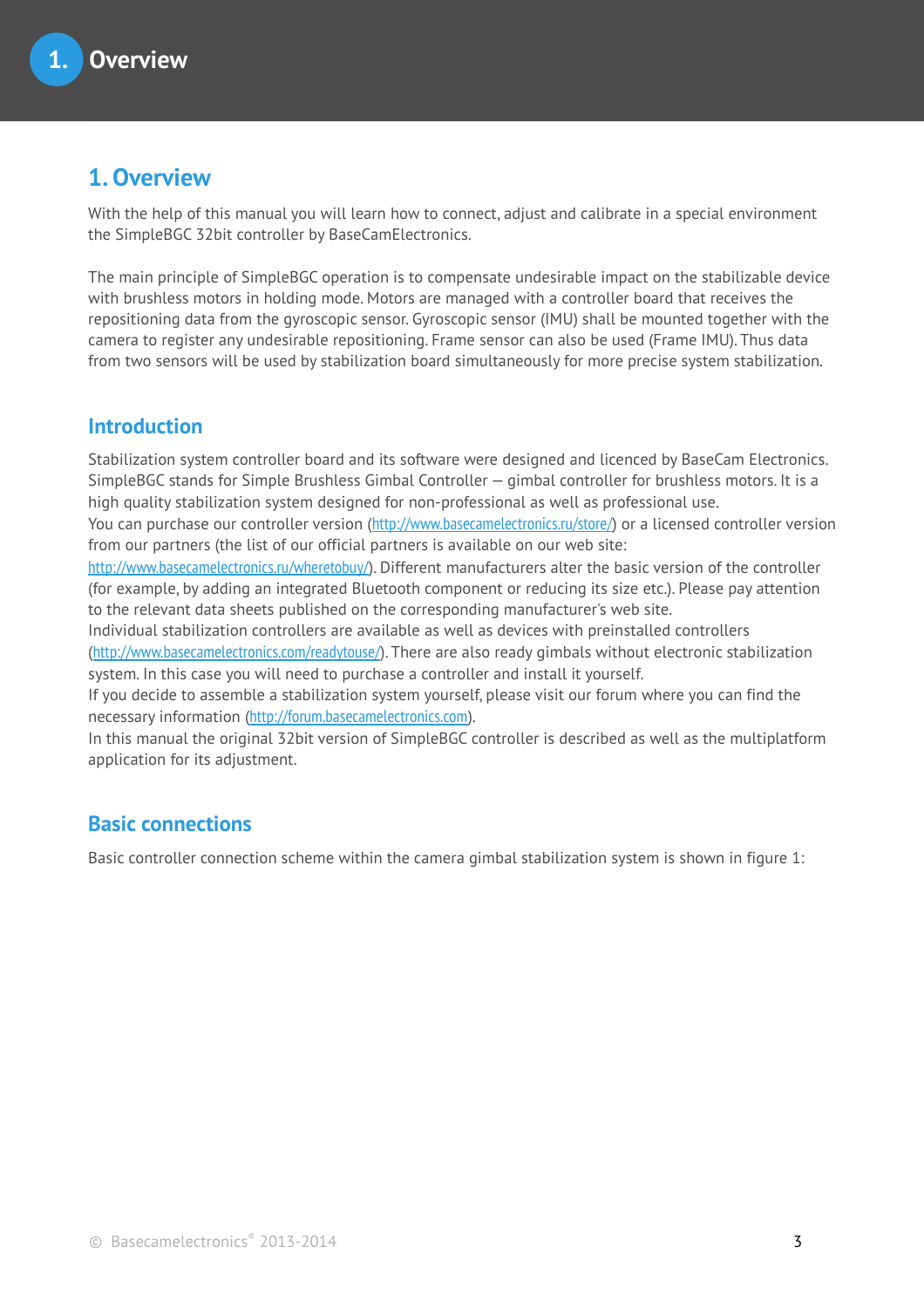# 1. Overview

With the help of this manual you will learn how to connect, adjust and calibrate in a special environment the SimpleBGC 32bit controller by BaseCamElectronics.

The main principle of SimpleBGC operation is to compensate undesirable impact on the stabilizable device with brushless motors in holding mode. Motors are managed with a controller board that receives the repositioning data from the gyroscopic sensor. Gyroscopic sensor (IMU) shall be mounted together with the camera to register any undesirable repositioning. Frame sensor can also be used (Frame IMU). Thus data from two sensors will be used by stabilization board simultaneously for more precise system stabilization.

## Introduction

Stabilization system controller board and its software were designed and licenced by BaseCam Electronics. SimpleBGC stands for Simple Brushless Gimbal Controller – gimbal controller for brushless motors. It is a high quality stabilization system designed for non-professional as well as professional use.
You can purchase our controller version (http://www.basecamelectronics.ru/store/) or a licensed controller version from our partners (the list of our official partners is available on our web site: http://www.basecamelectronics.ru/wheretobuy/). Different manufacturers alter the basic version of the controller (for example, by adding an integrated Bluetooth component or reducing its size etc.). Please pay attention to the relevant data sheets published on the corresponding manufacturer's web site.
Individual stabilization controllers are available as well as devices with preinstalled controllers (http://www.basecamelectronics.com/readytouse/). There are also ready gimbals without electronic stabilization system. In this case you will need to purchase a controller and install it yourself.
If you decide to assemble a stabilization system yourself, please visit our forum where you can find the necessary information (http://forum.basecamelectronics.com).
In this manual the original 32bit version of SimpleBGC controller is described as well as the multiplatform application for its adjustment.

## Basic connections

Basic controller connection scheme within the camera gimbal stabilization system is shown in figure 1: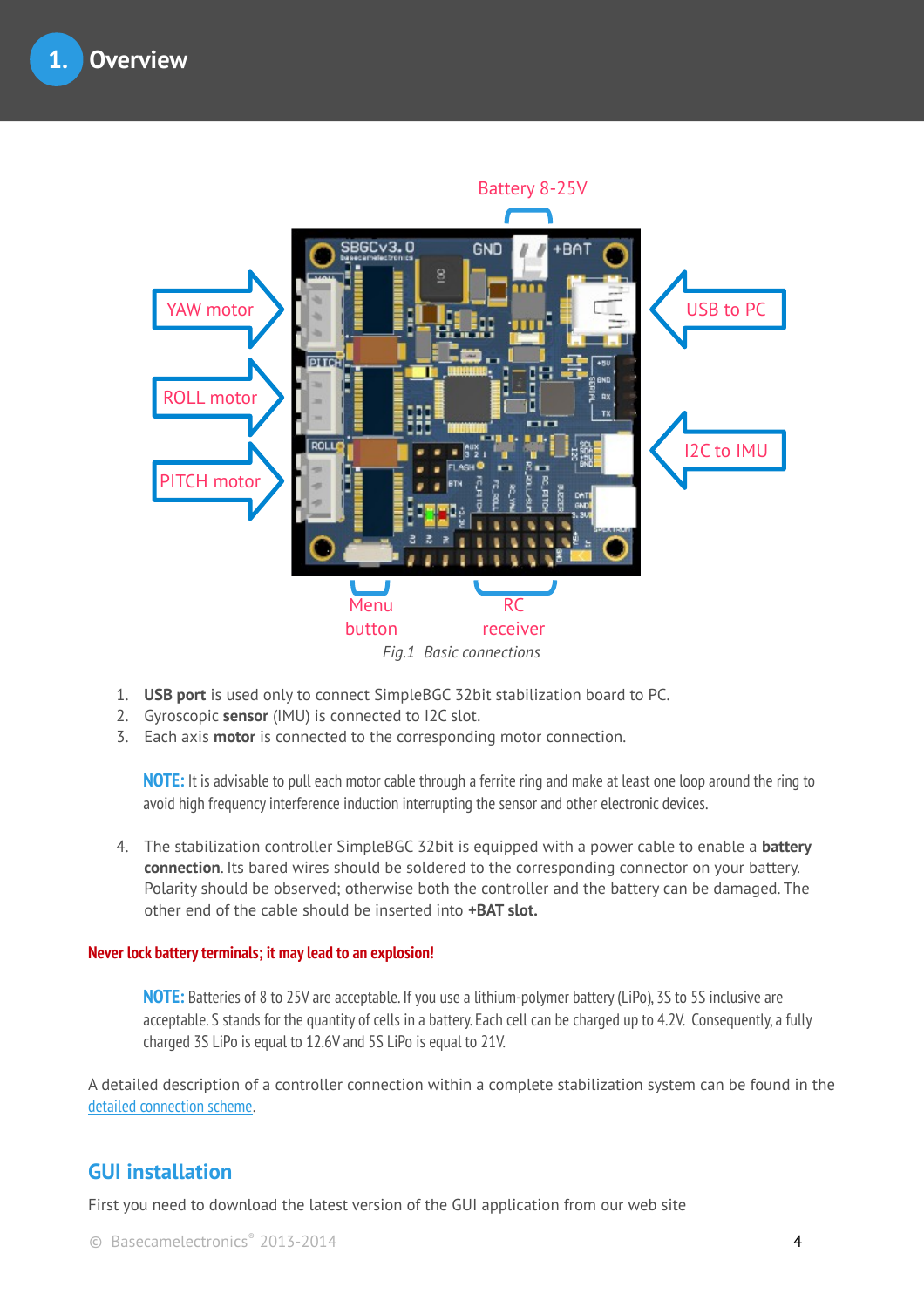# 1. Overview

*Fig.1 Basic connections*

1. **USB port** is used only to connect SimpleBGC 32bit stabilization board to PC.
2. Gyroscopic **sensor** (IMU) is connected to I2C slot.
3. Each axis **motor** is connected to the corresponding motor connection.

   **NOTE:** It is advisable to pull each motor cable through a ferrite ring and make at least one loop around the ring to avoid high frequency interference induction interrupting the sensor and other electronic devices.

4. The stabilization controller SimpleBGC 32bit is equipped with a power cable to enable a **battery connection**. Its bared wires should be soldered to the corresponding connector on your battery. Polarity should be observed; otherwise both the controller and the battery can be damaged. The other end of the cable should be inserted into **+BAT slot.**

**Never lock battery terminals; it may lead to an explosion!**

**NOTE:** Batteries of 8 to 25V are acceptable. If you use a lithium-polymer battery (LiPo), 3S to 5S inclusive are acceptable. S stands for the quantity of cells in a battery. Each cell can be charged up to 4.2V. Consequently, a fully charged 3S LiPo is equal to 12.6V and 5S LiPo is equal to 21V.

A detailed description of a controller connection within a complete stabilization system can be found in the detailed connection scheme.

## GUI installation

First you need to download the latest version of the GUI application from our web site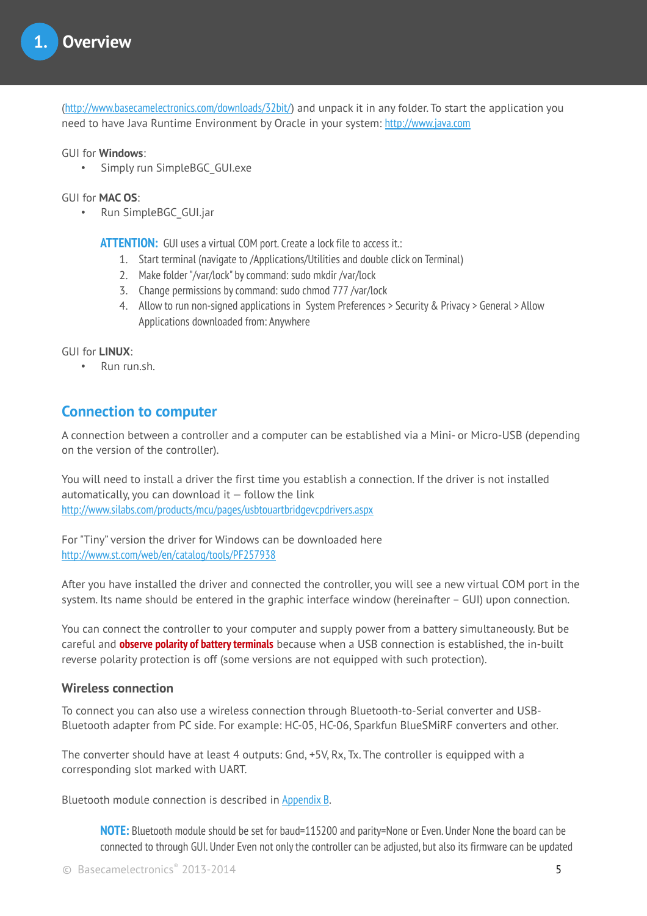(http://www.basecamelectronics.com/downloads/32bit/) and unpack it in any folder. To start the application you need to have Java Runtime Environment by Oracle in your system: http://www.java.com

GUI for **Windows**:

- Simply run SimpleBGC_GUI.exe

GUI for **MAC OS**:

- Run SimpleBGC_GUI.jar

> **ATTENTION:** GUI uses a virtual COM port. Create a lock file to access it.:
> 1. Start terminal (navigate to /Applications/Utilities and double click on Terminal)
> 2. Make folder "/var/lock" by command: sudo mkdir /var/lock
> 3. Change permissions by command: sudo chmod 777 /var/lock
> 4. Allow to run non-signed applications in System Preferences > Security & Privacy > General > Allow Applications downloaded from: Anywhere

GUI for **LINUX**:

- Run run.sh.

## Connection to computer

A connection between a controller and a computer can be established via a Mini- or Micro-USB (depending on the version of the controller).

You will need to install a driver the first time you establish a connection. If the driver is not installed automatically, you can download it — follow the link http://www.silabs.com/products/mcu/pages/usbtouartbridgevcpdrivers.aspx

For "Tiny" version the driver for Windows can be downloaded here http://www.st.com/web/en/catalog/tools/PF257938

After you have installed the driver and connected the controller, you will see a new virtual COM port in the system. Its name should be entered in the graphic interface window (hereinafter – GUI) upon connection.

You can connect the controller to your computer and supply power from a battery simultaneously. But be careful and **observe polarity of battery terminals** because when a USB connection is established, the in-built reverse polarity protection is off (some versions are not equipped with such protection).

### Wireless connection

To connect you can also use a wireless connection through Bluetooth-to-Serial converter and USB-Bluetooth adapter from PC side. For example: HC-05, HC-06, Sparkfun BlueSMiRF converters and other.

The converter should have at least 4 outputs: Gnd, +5V, Rx, Tx. The controller is equipped with a corresponding slot marked with UART.

Bluetooth module connection is described in Appendix B.

> **NOTE:** Bluetooth module should be set for baud=115200 and parity=None or Even. Under None the board can be connected to through GUI. Under Even not only the controller can be adjusted, but also its firmware can be updated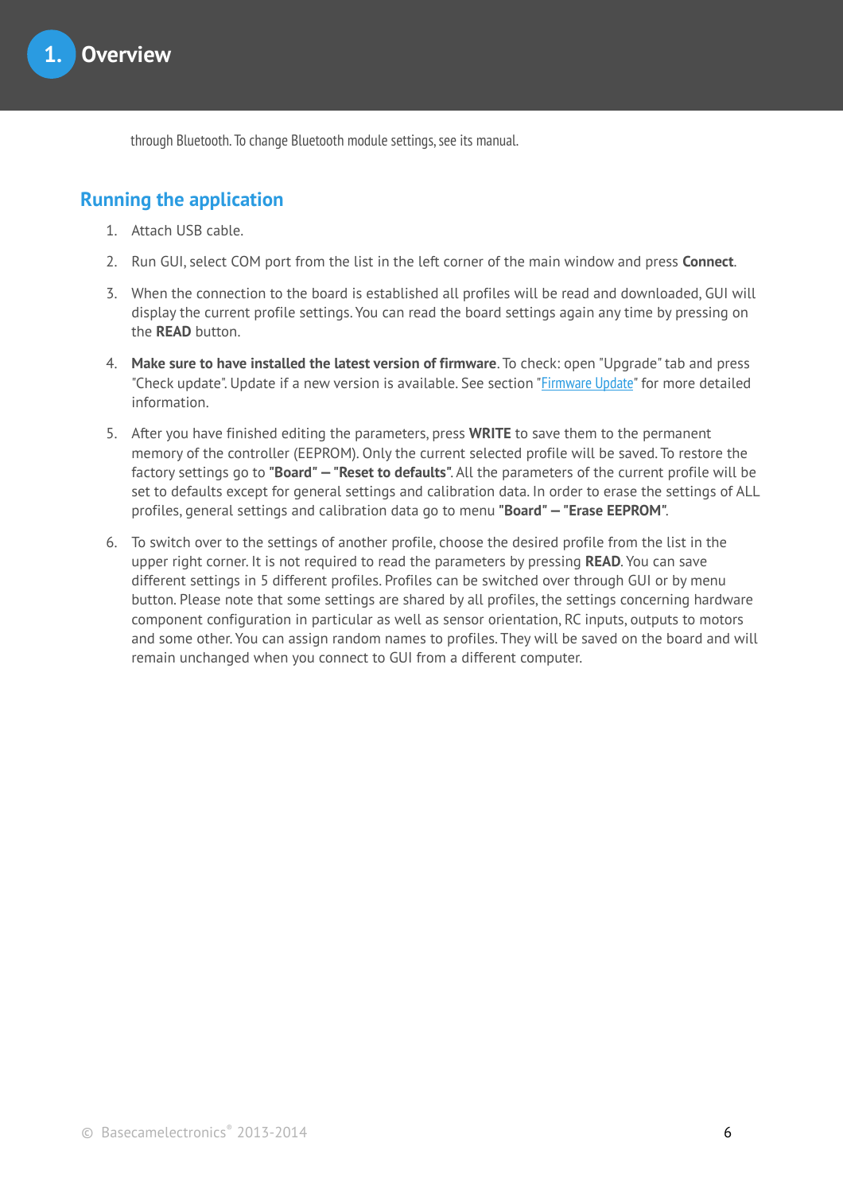through Bluetooth. To change Bluetooth module settings, see its manual.

## Running the application

1. Attach USB cable.
2. Run GUI, select COM port from the list in the left corner of the main window and press **Connect**.
3. When the connection to the board is established all profiles will be read and downloaded, GUI will display the current profile settings. You can read the board settings again any time by pressing on the **READ** button.
4. **Make sure to have installed the latest version of firmware**. To check: open "Upgrade" tab and press "Check update". Update if a new version is available. See section "Firmware Update" for more detailed information.
5. After you have finished editing the parameters, press **WRITE** to save them to the permanent memory of the controller (EEPROM). Only the current selected profile will be saved. To restore the factory settings go to **"Board" – "Reset to defaults"**. All the parameters of the current profile will be set to defaults except for general settings and calibration data. In order to erase the settings of ALL profiles, general settings and calibration data go to menu **"Board" – "Erase EEPROM"**.
6. To switch over to the settings of another profile, choose the desired profile from the list in the upper right corner. It is not required to read the parameters by pressing **READ**. You can save different settings in 5 different profiles. Profiles can be switched over through GUI or by menu button. Please note that some settings are shared by all profiles, the settings concerning hardware component configuration in particular as well as sensor orientation, RC inputs, outputs to motors and some other. You can assign random names to profiles. They will be saved on the board and will remain unchanged when you connect to GUI from a different computer.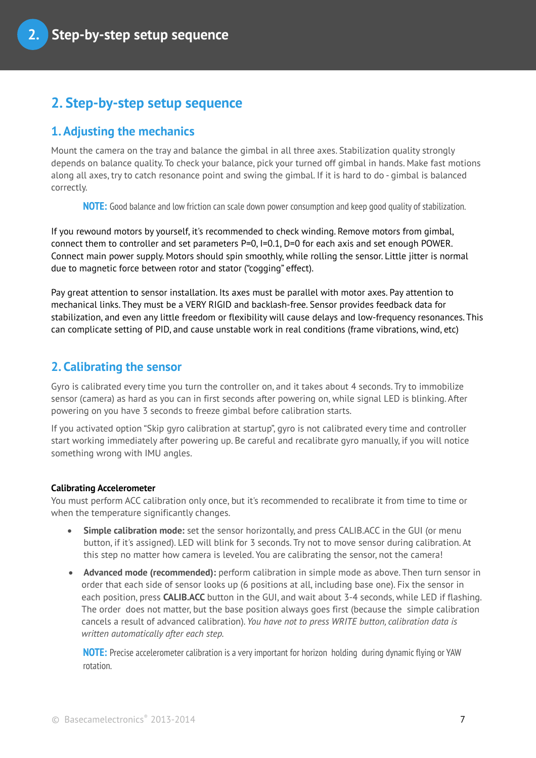# 2. Step-by-step setup sequence

## 1. Adjusting the mechanics

Mount the camera on the tray and balance the gimbal in all three axes. Stabilization quality strongly depends on balance quality. To check your balance, pick your turned off gimbal in hands. Make fast motions along all axes, try to catch resonance point and swing the gimbal. If it is hard to do - gimbal is balanced correctly.

> **NOTE:** Good balance and low friction can scale down power consumption and keep good quality of stabilization.

If you rewound motors by yourself, it's recommended to check winding. Remove motors from gimbal, connect them to controller and set parameters P=0, I=0.1, D=0 for each axis and set enough POWER. Connect main power supply. Motors should spin smoothly, while rolling the sensor. Little jitter is normal due to magnetic force between rotor and stator ("cogging" effect).

Pay great attention to sensor installation. Its axes must be parallel with motor axes. Pay attention to mechanical links. They must be a VERY RIGID and backlash-free. Sensor provides feedback data for stabilization, and even any little freedom or flexibility will cause delays and low-frequency resonances. This can complicate setting of PID, and cause unstable work in real conditions (frame vibrations, wind, etc)

## 2. Calibrating the sensor

Gyro is calibrated every time you turn the controller on, and it takes about 4 seconds. Try to immobilize sensor (camera) as hard as you can in first seconds after powering on, while signal LED is blinking. After powering on you have 3 seconds to freeze gimbal before calibration starts.

If you activated option "Skip gyro calibration at startup", gyro is not calibrated every time and controller start working immediately after powering up. Be careful and recalibrate gyro manually, if you will notice something wrong with IMU angles.

**Calibrating Accelerometer**

You must perform ACC calibration only once, but it's recommended to recalibrate it from time to time or when the temperature significantly changes.

- **Simple calibration mode:** set the sensor horizontally, and press CALIB.ACC in the GUI (or menu button, if it's assigned). LED will blink for 3 seconds. Try not to move sensor during calibration. At this step no matter how camera is leveled. You are calibrating the sensor, not the camera!
- **Advanced mode (recommended):** perform calibration in simple mode as above. Then turn sensor in order that each side of sensor looks up (6 positions at all, including base one). Fix the sensor in each position, press **CALIB.ACC** button in the GUI, and wait about 3-4 seconds, while LED if flashing. The order does not matter, but the base position always goes first (because the simple calibration cancels a result of advanced calibration). *You have not to press WRITE button, calibration data is written automatically after each step.*

> **NOTE:** Precise accelerometer calibration is a very important for horizon holding during dynamic flying or YAW rotation.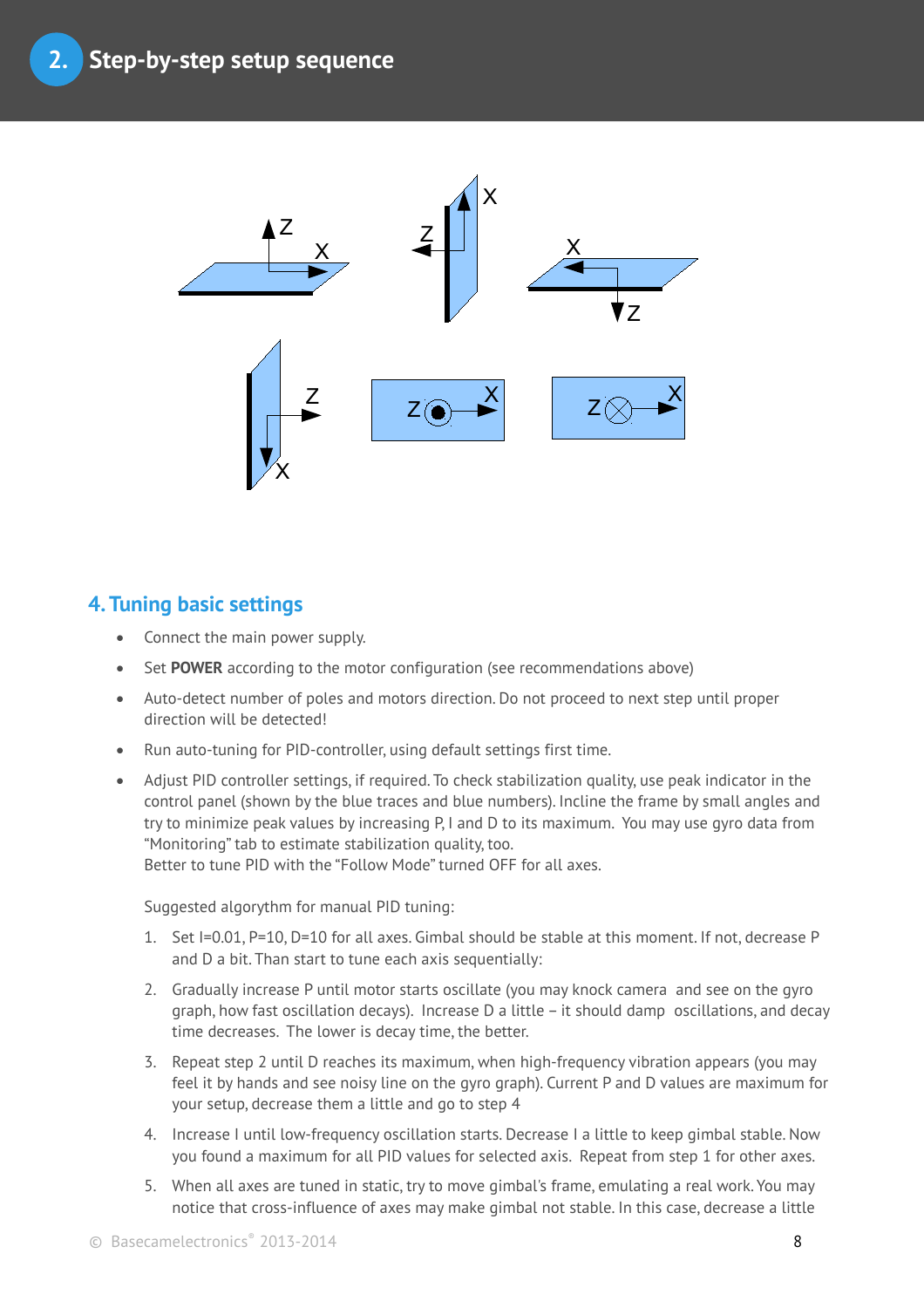## 4. Tuning basic settings

- Connect the main power supply.
- Set **POWER** according to the motor configuration (see recommendations above)
- Auto-detect number of poles and motors direction. Do not proceed to next step until proper direction will be detected!
- Run auto-tuning for PID-controller, using default settings first time.
- Adjust PID controller settings, if required. To check stabilization quality, use peak indicator in the control panel (shown by the blue traces and blue numbers). Incline the frame by small angles and try to minimize peak values by increasing P, I and D to its maximum. You may use gyro data from “Monitoring” tab to estimate stabilization quality, too.
  Better to tune PID with the “Follow Mode” turned OFF for all axes.

  Suggested algorythm for manual PID tuning:

  1. Set I=0.01, P=10, D=10 for all axes. Gimbal should be stable at this moment. If not, decrease P and D a bit. Than start to tune each axis sequentially:
  2. Gradually increase P until motor starts oscillate (you may knock camera and see on the gyro graph, how fast oscillation decays). Increase D a little – it should damp oscillations, and decay time decreases. The lower is decay time, the better.
  3. Repeat step 2 until D reaches its maximum, when high-frequency vibration appears (you may feel it by hands and see noisy line on the gyro graph). Current P and D values are maximum for your setup, decrease them a little and go to step 4
  4. Increase I until low-frequency oscillation starts. Decrease I a little to keep gimbal stable. Now you found a maximum for all PID values for selected axis. Repeat from step 1 for other axes.
  5. When all axes are tuned in static, try to move gimbal's frame, emulating a real work. You may notice that cross-influence of axes may make gimbal not stable. In this case, decrease a little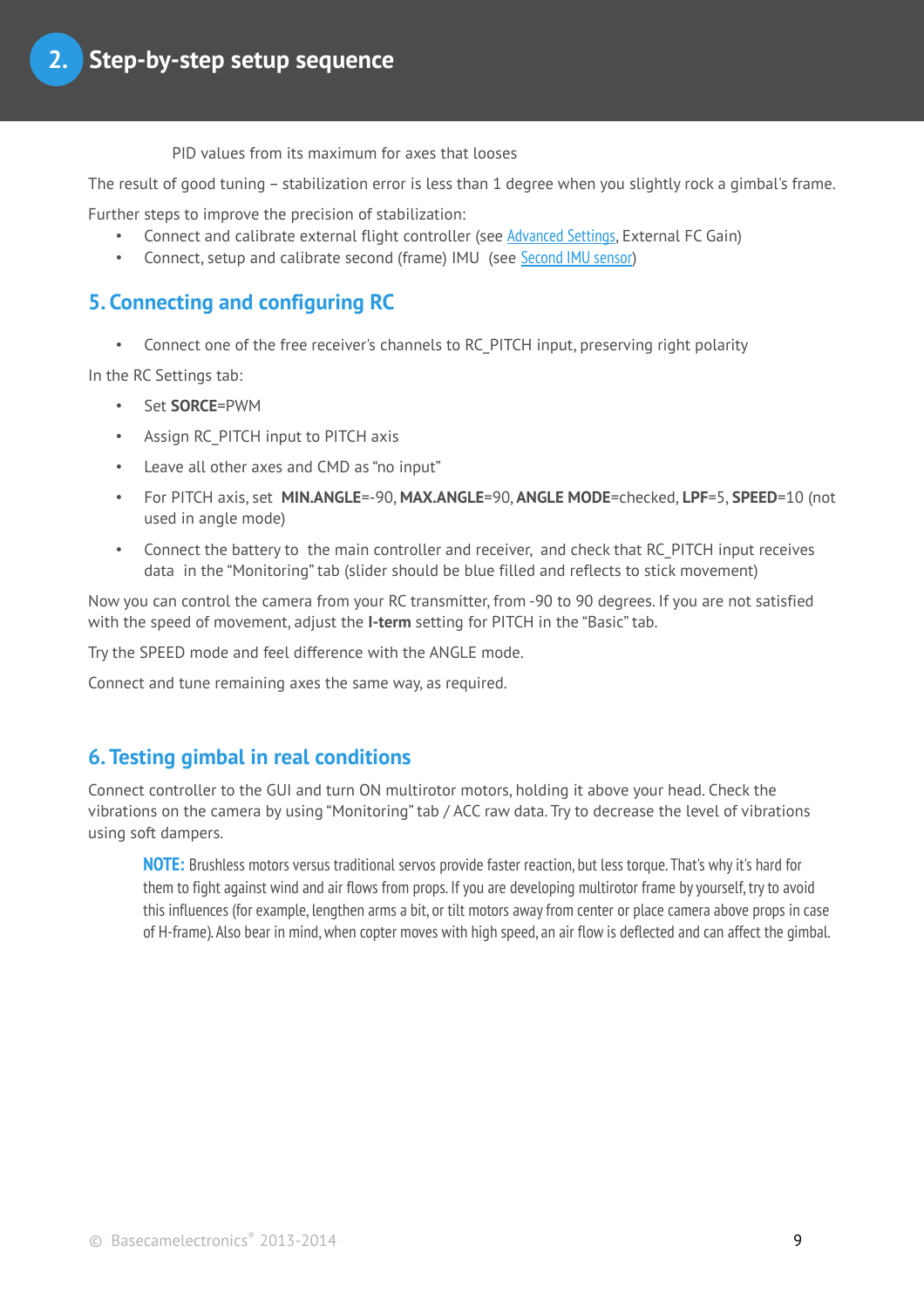PID values from its maximum for axes that looses

The result of good tuning – stabilization error is less than 1 degree when you slightly rock a gimbal's frame.

Further steps to improve the precision of stabilization:

- Connect and calibrate external flight controller (see Advanced Settings, External FC Gain)
- Connect, setup and calibrate second (frame) IMU (see Second IMU sensor)

## 5. Connecting and configuring RC

- Connect one of the free receiver's channels to RC_PITCH input, preserving right polarity

In the RC Settings tab:

- Set **SORCE**=PWM
- Assign RC_PITCH input to PITCH axis
- Leave all other axes and CMD as "no input"
- For PITCH axis, set **MIN.ANGLE**=-90, **MAX.ANGLE**=90, **ANGLE MODE**=checked, **LPF**=5, **SPEED**=10 (not used in angle mode)
- Connect the battery to the main controller and receiver, and check that RC_PITCH input receives data in the "Monitoring" tab (slider should be blue filled and reflects to stick movement)

Now you can control the camera from your RC transmitter, from -90 to 90 degrees. If you are not satisfied with the speed of movement, adjust the **I-term** setting for PITCH in the "Basic" tab.

Try the SPEED mode and feel difference with the ANGLE mode.

Connect and tune remaining axes the same way, as required.

## 6. Testing gimbal in real conditions

Connect controller to the GUI and turn ON multirotor motors, holding it above your head. Check the vibrations on the camera by using "Monitoring" tab / ACC raw data. Try to decrease the level of vibrations using soft dampers.

> **NOTE:** Brushless motors versus traditional servos provide faster reaction, but less torque. That's why it's hard for them to fight against wind and air flows from props. If you are developing multirotor frame by yourself, try to avoid this influences (for example, lengthen arms a bit, or tilt motors away from center or place camera above props in case of H-frame). Also bear in mind, when copter moves with high speed, an air flow is deflected and can affect the gimbal.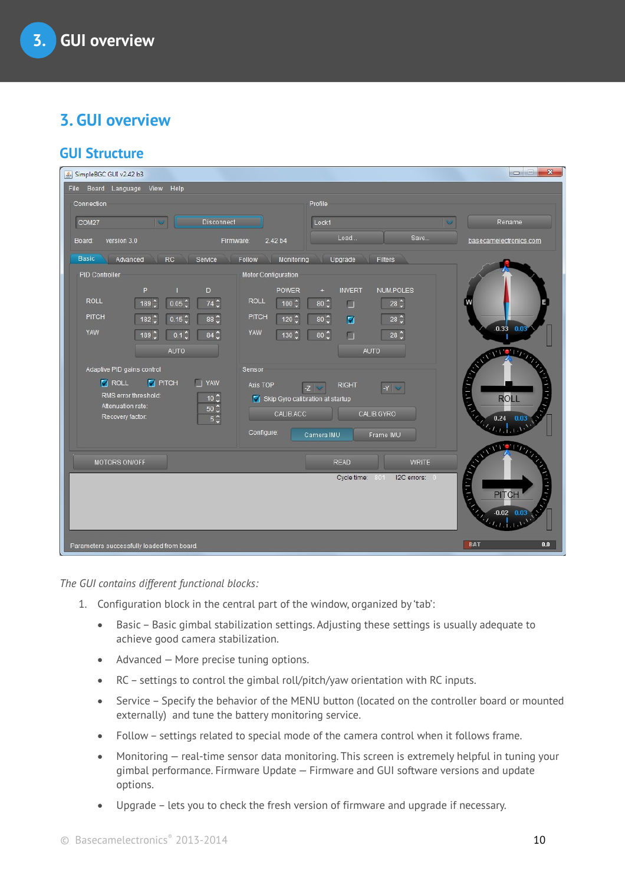# 3. GUI overview

## GUI Structure

*The GUI contains different functional blocks:*

1. Configuration block in the central part of the window, organized by 'tab':
   - Basic – Basic gimbal stabilization settings. Adjusting these settings is usually adequate to achieve good camera stabilization.
   - Advanced — More precise tuning options.
   - RC – settings to control the gimbal roll/pitch/yaw orientation with RC inputs.
   - Service – Specify the behavior of the MENU button (located on the controller board or mounted externally) and tune the battery monitoring service.
   - Follow – settings related to special mode of the camera control when it follows frame.
   - Monitoring — real-time sensor data monitoring. This screen is extremely helpful in tuning your gimbal performance. Firmware Update — Firmware and GUI software versions and update options.
   - Upgrade – lets you to check the fresh version of firmware and upgrade if necessary.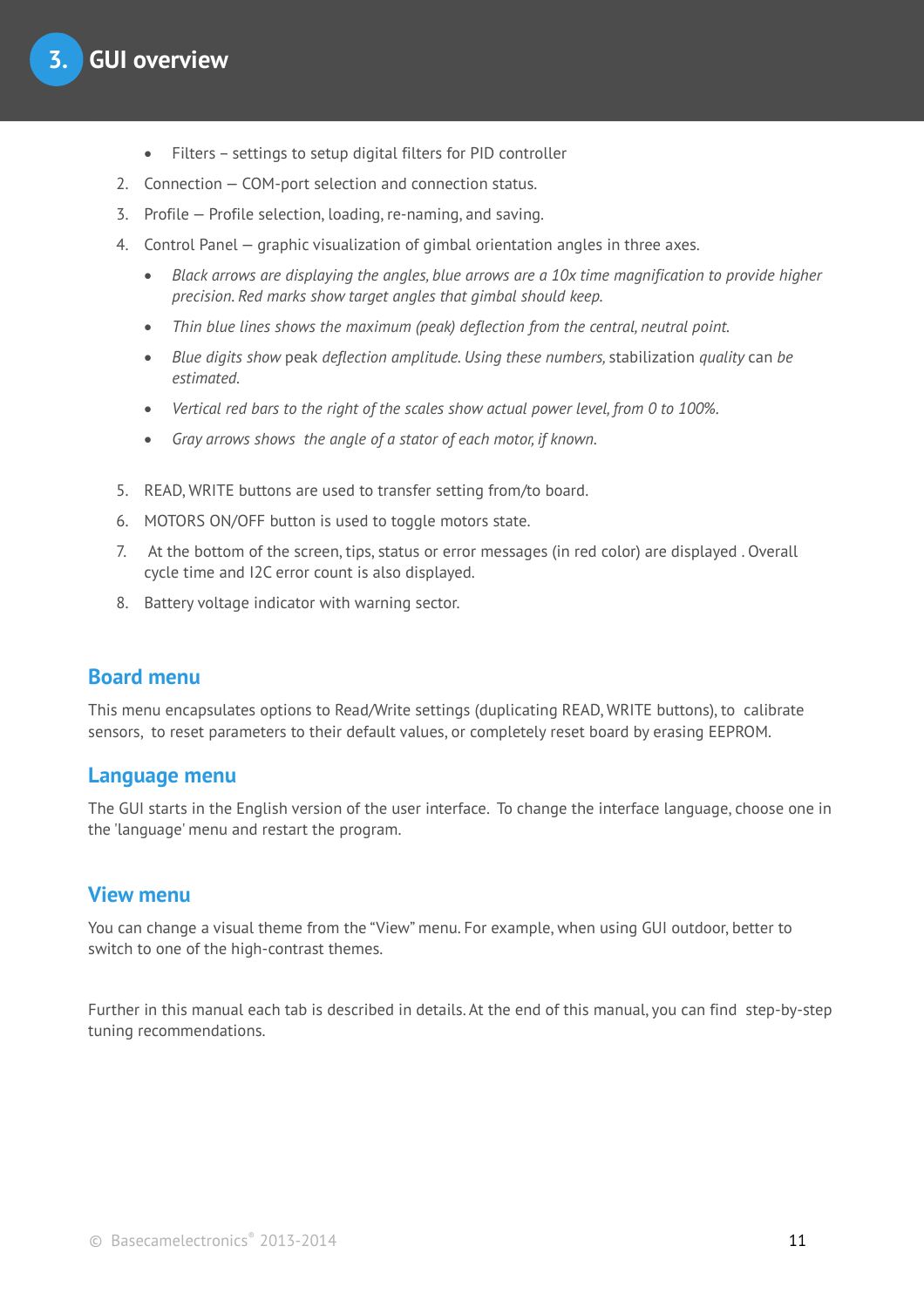# 3. GUI overview

- Filters – settings to setup digital filters for PID controller

2. Connection — COM-port selection and connection status.
3. Profile — Profile selection, loading, re-naming, and saving.
4. Control Panel — graphic visualization of gimbal orientation angles in three axes.
   - *Black arrows are displaying the angles, blue arrows are a 10x time magnification to provide higher precision. Red marks show target angles that gimbal should keep.*
   - *Thin blue lines shows the maximum (peak) deflection from the central, neutral point.*
   - *Blue digits show* peak *deflection amplitude. Using these numbers,* stabilization *quality* can *be estimated.*
   - *Vertical red bars to the right of the scales show actual power level, from 0 to 100%.*
   - *Gray arrows shows the angle of a stator of each motor, if known.*
5. READ, WRITE buttons are used to transfer setting from/to board.
6. MOTORS ON/OFF button is used to toggle motors state.
7. At the bottom of the screen, tips, status or error messages (in red color) are displayed . Overall cycle time and I2C error count is also displayed.
8. Battery voltage indicator with warning sector.

## Board menu

This menu encapsulates options to Read/Write settings (duplicating READ, WRITE buttons), to calibrate sensors, to reset parameters to their default values, or completely reset board by erasing EEPROM.

## Language menu

The GUI starts in the English version of the user interface. To change the interface language, choose one in the 'language' menu and restart the program.

## View menu

You can change a visual theme from the “View” menu. For example, when using GUI outdoor, better to switch to one of the high-contrast themes.

Further in this manual each tab is described in details. At the end of this manual, you can find step-by-step tuning recommendations.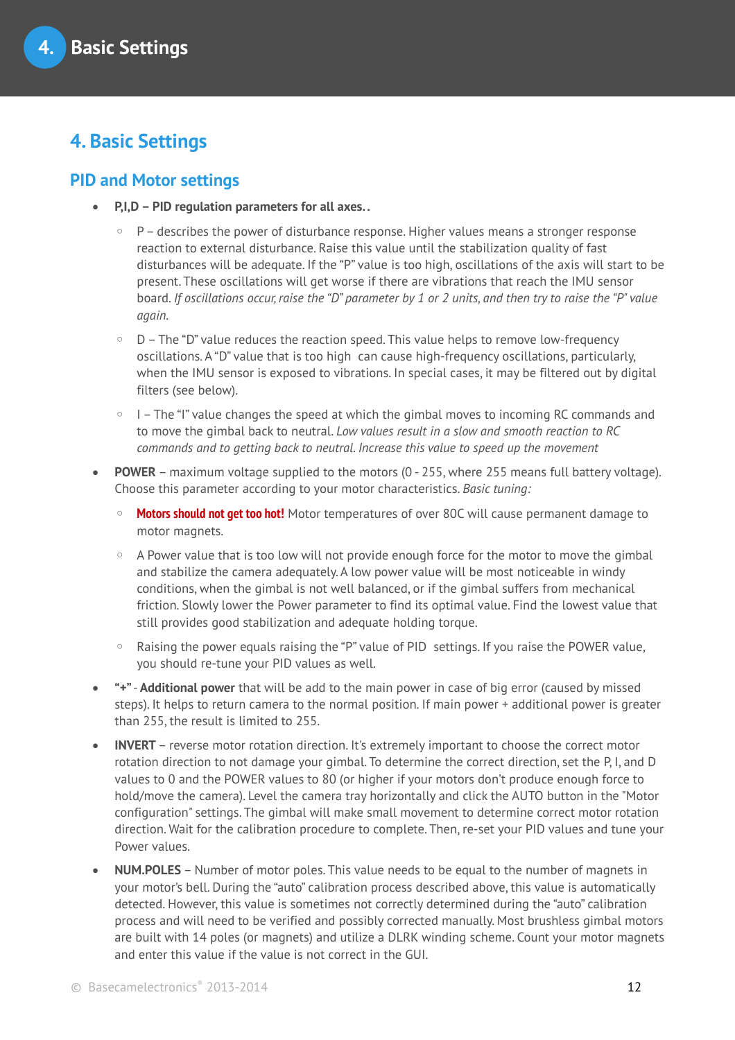# 4. Basic Settings

## PID and Motor settings

- **P,I,D – PID regulation parameters for all axes..**
  - P – describes the power of disturbance response. Higher values means a stronger response reaction to external disturbance. Raise this value until the stabilization quality of fast disturbances will be adequate. If the "P" value is too high, oscillations of the axis will start to be present. These oscillations will get worse if there are vibrations that reach the IMU sensor board. *If oscillations occur, raise the "D" parameter by 1 or 2 units, and then try to raise the "P" value again.*
  - D – The "D" value reduces the reaction speed. This value helps to remove low-frequency oscillations. A "D" value that is too high can cause high-frequency oscillations, particularly, when the IMU sensor is exposed to vibrations. In special cases, it may be filtered out by digital filters (see below).
  - I – The "I" value changes the speed at which the gimbal moves to incoming RC commands and to move the gimbal back to neutral. *Low values result in a slow and smooth reaction to RC commands and to getting back to neutral. Increase this value to speed up the movement*
- **POWER** – maximum voltage supplied to the motors (0 - 255, where 255 means full battery voltage). Choose this parameter according to your motor characteristics. *Basic tuning:*
  - **Motors should not get too hot!** Motor temperatures of over 80C will cause permanent damage to motor magnets.
  - A Power value that is too low will not provide enough force for the motor to move the gimbal and stabilize the camera adequately. A low power value will be most noticeable in windy conditions, when the gimbal is not well balanced, or if the gimbal suffers from mechanical friction. Slowly lower the Power parameter to find its optimal value. Find the lowest value that still provides good stabilization and adequate holding torque.
  - Raising the power equals raising the "P" value of PID settings. If you raise the POWER value, you should re-tune your PID values as well.
- **"+" - Additional power** that will be add to the main power in case of big error (caused by missed steps). It helps to return camera to the normal position. If main power + additional power is greater than 255, the result is limited to 255.
- **INVERT** – reverse motor rotation direction. It's extremely important to choose the correct motor rotation direction to not damage your gimbal. To determine the correct direction, set the P, I, and D values to 0 and the POWER values to 80 (or higher if your motors don't produce enough force to hold/move the camera). Level the camera tray horizontally and click the AUTO button in the "Motor configuration" settings. The gimbal will make small movement to determine correct motor rotation direction. Wait for the calibration procedure to complete. Then, re-set your PID values and tune your Power values.
- **NUM.POLES** – Number of motor poles. This value needs to be equal to the number of magnets in your motor's bell. During the "auto" calibration process described above, this value is automatically detected. However, this value is sometimes not correctly determined during the "auto" calibration process and will need to be verified and possibly corrected manually. Most brushless gimbal motors are built with 14 poles (or magnets) and utilize a DLRK winding scheme. Count your motor magnets and enter this value if the value is not correct in the GUI.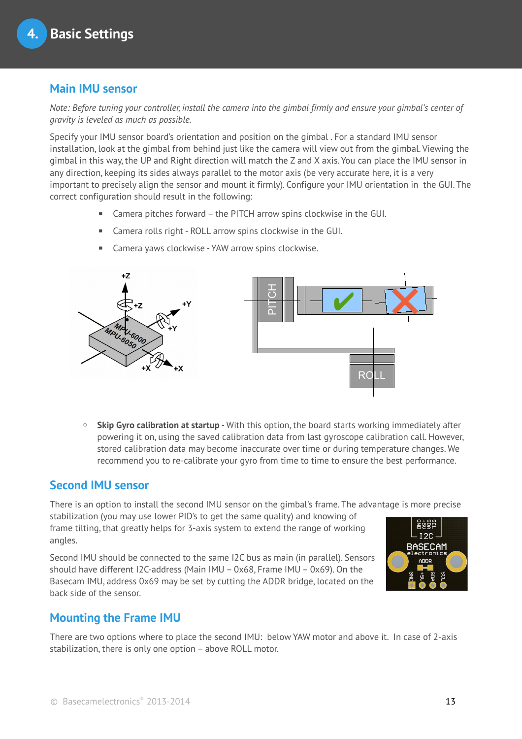## Main IMU sensor

*Note: Before tuning your controller, install the camera into the gimbal firmly and ensure your gimbal's center of gravity is leveled as much as possible.*

Specify your IMU sensor board's orientation and position on the gimbal . For a standard IMU sensor installation, look at the gimbal from behind just like the camera will view out from the gimbal. Viewing the gimbal in this way, the UP and Right direction will match the Z and X axis. You can place the IMU sensor in any direction, keeping its sides always parallel to the motor axis (be very accurate here, it is a very important to precisely align the sensor and mount it firmly). Configure your IMU orientation in the GUI. The correct configuration should result in the following:

- Camera pitches forward – the PITCH arrow spins clockwise in the GUI.
- Camera rolls right - ROLL arrow spins clockwise in the GUI.
- Camera yaws clockwise - YAW arrow spins clockwise.

- **Skip Gyro calibration at startup** - With this option, the board starts working immediately after powering it on, using the saved calibration data from last gyroscope calibration call. However, stored calibration data may become inaccurate over time or during temperature changes. We recommend you to re-calibrate your gyro from time to time to ensure the best performance.

## Second IMU sensor

There is an option to install the second IMU sensor on the gimbal's frame. The advantage is more precise stabilization (you may use lower PID's to get the same quality) and knowing of frame tilting, that greatly helps for 3-axis system to extend the range of working angles.

Second IMU should be connected to the same I2C bus as main (in parallel). Sensors should have different I2C-address (Main IMU – 0x68, Frame IMU – 0x69). On the Basecam IMU, address 0x69 may be set by cutting the ADDR bridge, located on the back side of the sensor.

## Mounting the Frame IMU

There are two options where to place the second IMU: below YAW motor and above it. In case of 2-axis stabilization, there is only one option – above ROLL motor.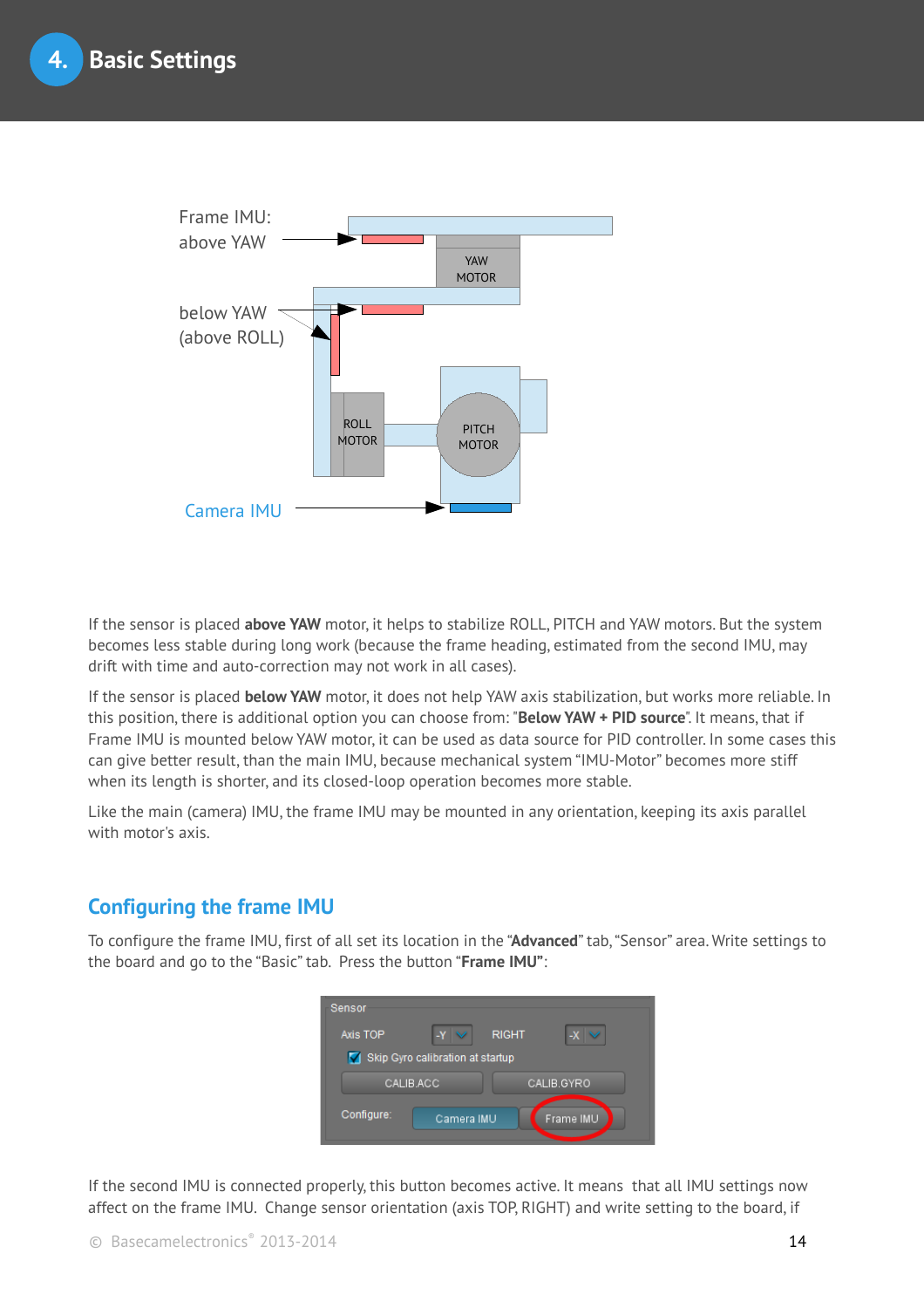# 4. Basic Settings

Frame IMU: above YAW

below YAW (above ROLL)

Camera IMU

If the sensor is placed **above YAW** motor, it helps to stabilize ROLL, PITCH and YAW motors. But the system becomes less stable during long work (because the frame heading, estimated from the second IMU, may drift with time and auto-correction may not work in all cases).

If the sensor is placed **below YAW** motor, it does not help YAW axis stabilization, but works more reliable. In this position, there is additional option you can choose from: "**Below YAW + PID source**". It means, that if Frame IMU is mounted below YAW motor, it can be used as data source for PID controller. In some cases this can give better result, than the main IMU, because mechanical system "IMU-Motor" becomes more stiff when its length is shorter, and its closed-loop operation becomes more stable.

Like the main (camera) IMU, the frame IMU may be mounted in any orientation, keeping its axis parallel with motor's axis.

## Configuring the frame IMU

To configure the frame IMU, first of all set its location in the "**Advanced**" tab, "Sensor" area. Write settings to the board and go to the "Basic" tab. Press the button "**Frame IMU**":

If the second IMU is connected properly, this button becomes active. It means that all IMU settings now affect on the frame IMU. Change sensor orientation (axis TOP, RIGHT) and write setting to the board, if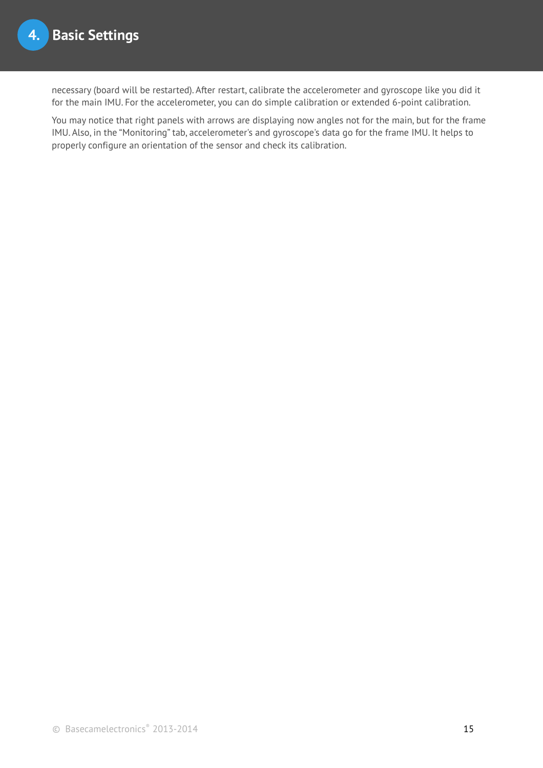necessary (board will be restarted). After restart, calibrate the accelerometer and gyroscope like you did it for the main IMU. For the accelerometer, you can do simple calibration or extended 6-point calibration.

You may notice that right panels with arrows are displaying now angles not for the main, but for the frame IMU. Also, in the "Monitoring" tab, accelerometer's and gyroscope's data go for the frame IMU. It helps to properly configure an orientation of the sensor and check its calibration.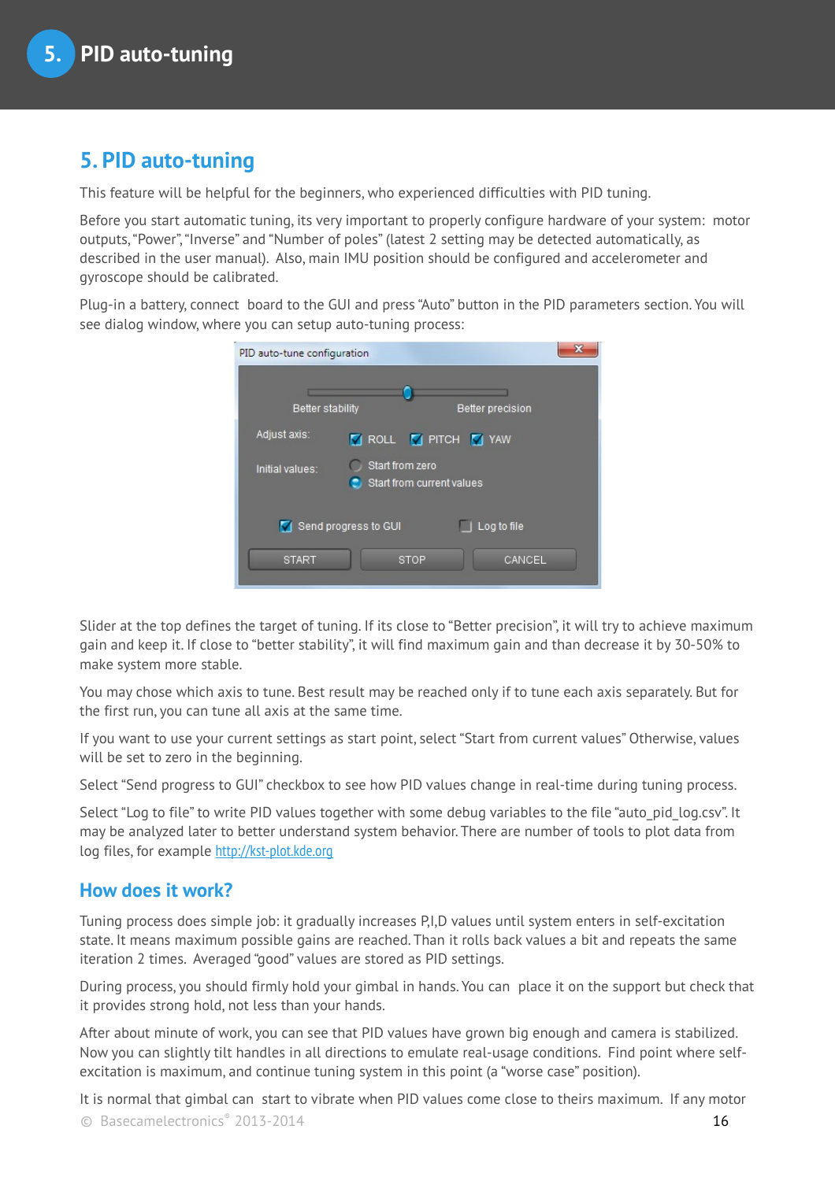# 5. PID auto-tuning

This feature will be helpful for the beginners, who experienced difficulties with PID tuning.

Before you start automatic tuning, its very important to properly configure hardware of your system: motor outputs, "Power", "Inverse" and "Number of poles" (latest 2 setting may be detected automatically, as described in the user manual). Also, main IMU position should be configured and accelerometer and gyroscope should be calibrated.

Plug-in a battery, connect board to the GUI and press "Auto" button in the PID parameters section. You will see dialog window, where you can setup auto-tuning process:

Slider at the top defines the target of tuning. If its close to "Better precision", it will try to achieve maximum gain and keep it. If close to "better stability", it will find maximum gain and than decrease it by 30-50% to make system more stable.

You may chose which axis to tune. Best result may be reached only if to tune each axis separately. But for the first run, you can tune all axis at the same time.

If you want to use your current settings as start point, select "Start from current values" Otherwise, values will be set to zero in the beginning.

Select "Send progress to GUI" checkbox to see how PID values change in real-time during tuning process.

Select "Log to file" to write PID values together with some debug variables to the file "auto_pid_log.csv". It may be analyzed later to better understand system behavior. There are number of tools to plot data from log files, for example http://kst-plot.kde.org

## How does it work?

Tuning process does simple job: it gradually increases P,I,D values until system enters in self-excitation state. It means maximum possible gains are reached. Than it rolls back values a bit and repeats the same iteration 2 times. Averaged "good" values are stored as PID settings.

During process, you should firmly hold your gimbal in hands. You can place it on the support but check that it provides strong hold, not less than your hands.

After about minute of work, you can see that PID values have grown big enough and camera is stabilized. Now you can slightly tilt handles in all directions to emulate real-usage conditions. Find point where self-excitation is maximum, and continue tuning system in this point (a "worse case" position).

It is normal that gimbal can start to vibrate when PID values come close to theirs maximum. If any motor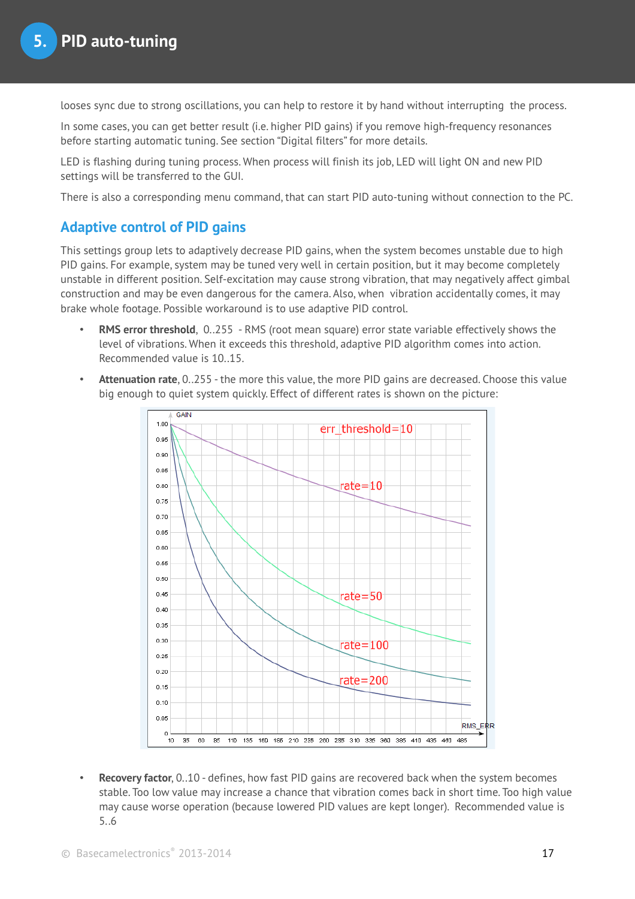looses sync due to strong oscillations, you can help to restore it by hand without interrupting the process.

In some cases, you can get better result (i.e. higher PID gains) if you remove high-frequency resonances before starting automatic tuning. See section "Digital filters" for more details.

LED is flashing during tuning process. When process will finish its job, LED will light ON and new PID settings will be transferred to the GUI.

There is also a corresponding menu command, that can start PID auto-tuning without connection to the PC.

## Adaptive control of PID gains

This settings group lets to adaptively decrease PID gains, when the system becomes unstable due to high PID gains. For example, system may be tuned very well in certain position, but it may become completely unstable in different position. Self-excitation may cause strong vibration, that may negatively affect gimbal construction and may be even dangerous for the camera. Also, when vibration accidentally comes, it may brake whole footage. Possible workaround is to use adaptive PID control.

- **RMS error threshold**, 0..255 - RMS (root mean square) error state variable effectively shows the level of vibrations. When it exceeds this threshold, adaptive PID algorithm comes into action. Recommended value is 10..15.
- **Attenuation rate**, 0..255 - the more this value, the more PID gains are decreased. Choose this value big enough to quiet system quickly. Effect of different rates is shown on the picture:

- **Recovery factor**, 0..10 - defines, how fast PID gains are recovered back when the system becomes stable. Too low value may increase a chance that vibration comes back in short time. Too high value may cause worse operation (because lowered PID values are kept longer). Recommended value is 5..6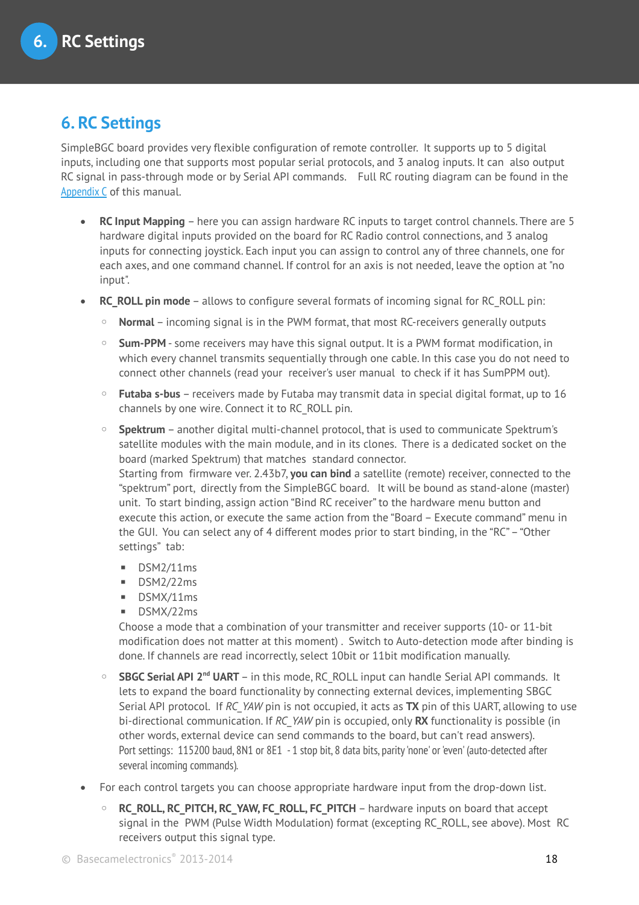# 6. RC Settings

SimpleBGC board provides very flexible configuration of remote controller. It supports up to 5 digital inputs, including one that supports most popular serial protocols, and 3 analog inputs. It can also output RC signal in pass-through mode or by Serial API commands. Full RC routing diagram can be found in the Appendix C of this manual.

- **RC Input Mapping** – here you can assign hardware RC inputs to target control channels. There are 5 hardware digital inputs provided on the board for RC Radio control connections, and 3 analog inputs for connecting joystick. Each input you can assign to control any of three channels, one for each axes, and one command channel. If control for an axis is not needed, leave the option at "no input".
- **RC_ROLL pin mode** – allows to configure several formats of incoming signal for RC_ROLL pin:
  - **Normal** – incoming signal is in the PWM format, that most RC-receivers generally outputs
  - **Sum-PPM** - some receivers may have this signal output. It is a PWM format modification, in which every channel transmits sequentially through one cable. In this case you do not need to connect other channels (read your receiver's user manual to check if it has SumPPM out).
  - **Futaba s-bus** – receivers made by Futaba may transmit data in special digital format, up to 16 channels by one wire. Connect it to RC_ROLL pin.
  - **Spektrum** – another digital multi-channel protocol, that is used to communicate Spektrum's satellite modules with the main module, and in its clones. There is a dedicated socket on the board (marked Spektrum) that matches standard connector.
    Starting from firmware ver. 2.43b7, **you can bind** a satellite (remote) receiver, connected to the "spektrum" port, directly from the SimpleBGC board. It will be bound as stand-alone (master) unit. To start binding, assign action "Bind RC receiver" to the hardware menu button and execute this action, or execute the same action from the "Board – Execute command" menu in the GUI. You can select any of 4 different modes prior to start binding, in the "RC" – "Other settings" tab:
    - DSM2/11ms
    - DSM2/22ms
    - DSMX/11ms
    - DSMX/22ms

    Choose a mode that a combination of your transmitter and receiver supports (10- or 11-bit modification does not matter at this moment) . Switch to Auto-detection mode after binding is done. If channels are read incorrectly, select 10bit or 11bit modification manually.
  - **SBGC Serial API 2nd UART** – in this mode, RC_ROLL input can handle Serial API commands. It lets to expand the board functionality by connecting external devices, implementing SBGC Serial API protocol. If *RC_YAW* pin is not occupied, it acts as **TX** pin of this UART, allowing to use bi-directional communication. If *RC_YAW* pin is occupied, only **RX** functionality is possible (in other words, external device can send commands to the board, but can't read answers).
    Port settings: 115200 baud, 8N1 or 8E1 - 1 stop bit, 8 data bits, parity 'none' or 'even' (auto-detected after several incoming commands).
- For each control targets you can choose appropriate hardware input from the drop-down list.
  - **RC_ROLL, RC_PITCH, RC_YAW, FC_ROLL, FC_PITCH** – hardware inputs on board that accept signal in the PWM (Pulse Width Modulation) format (excepting RC_ROLL, see above). Most RC receivers output this signal type.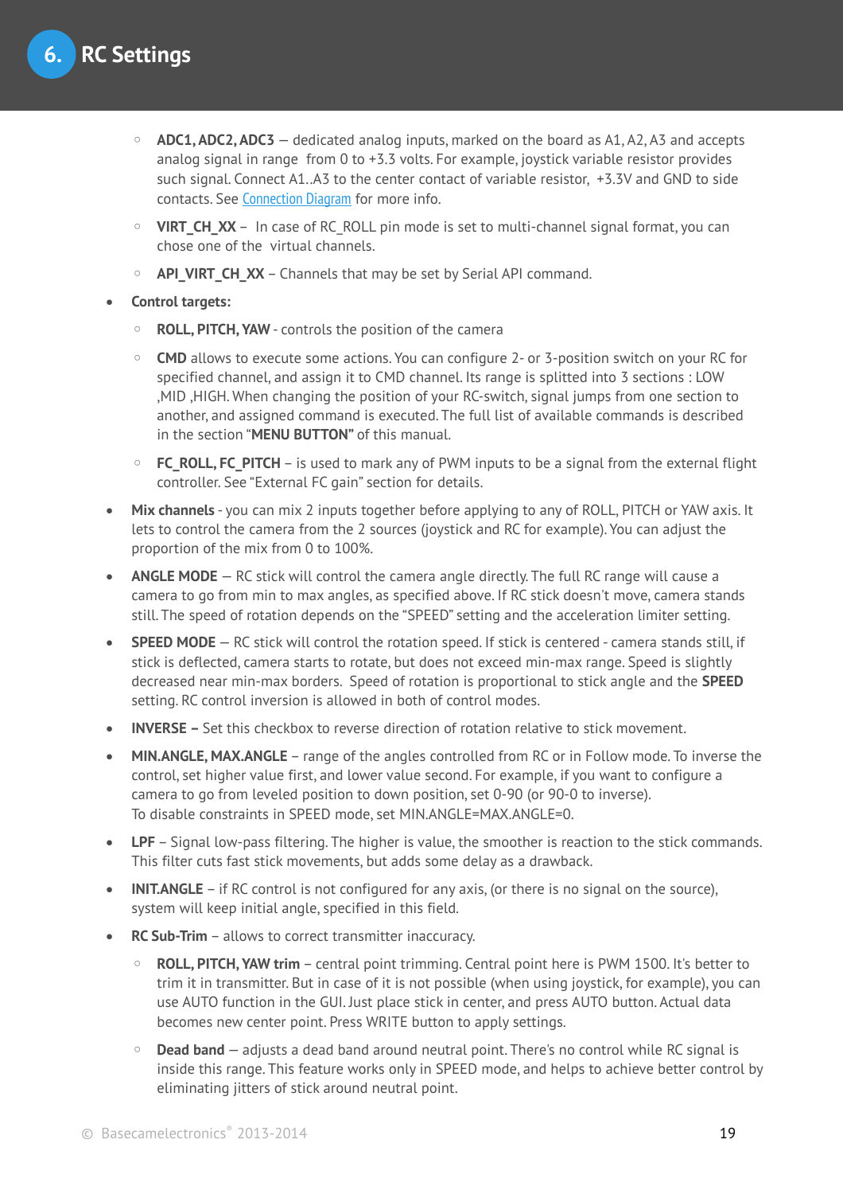- **ADC1, ADC2, ADC3** — dedicated analog inputs, marked on the board as A1, A2, A3 and accepts analog signal in range from 0 to +3.3 volts. For example, joystick variable resistor provides such signal. Connect A1..A3 to the center contact of variable resistor, +3.3V and GND to side contacts. See Connection Diagram for more info.
- **VIRT_CH_XX** – In case of RC_ROLL pin mode is set to multi-channel signal format, you can chose one of the virtual channels.
- **API_VIRT_CH_XX** – Channels that may be set by Serial API command.

- **Control targets:**
  - **ROLL, PITCH, YAW** - controls the position of the camera
  - **CMD** allows to execute some actions. You can configure 2- or 3-position switch on your RC for specified channel, and assign it to CMD channel. Its range is splitted into 3 sections : LOW ,MID ,HIGH. When changing the position of your RC-switch, signal jumps from one section to another, and assigned command is executed. The full list of available commands is described in the section "**MENU BUTTON"** of this manual.
  - **FC_ROLL, FC_PITCH** – is used to mark any of PWM inputs to be a signal from the external flight controller. See "External FC gain" section for details.
- **Mix channels** - you can mix 2 inputs together before applying to any of ROLL, PITCH or YAW axis. It lets to control the camera from the 2 sources (joystick and RC for example). You can adjust the proportion of the mix from 0 to 100%.
- **ANGLE MODE** — RC stick will control the camera angle directly. The full RC range will cause a camera to go from min to max angles, as specified above. If RC stick doesn't move, camera stands still. The speed of rotation depends on the "SPEED" setting and the acceleration limiter setting.
- **SPEED MODE** — RC stick will control the rotation speed. If stick is centered - camera stands still, if stick is deflected, camera starts to rotate, but does not exceed min-max range. Speed is slightly decreased near min-max borders. Speed of rotation is proportional to stick angle and the **SPEED** setting. RC control inversion is allowed in both of control modes.
- **INVERSE –** Set this checkbox to reverse direction of rotation relative to stick movement.
- **MIN.ANGLE, MAX.ANGLE** – range of the angles controlled from RC or in Follow mode. To inverse the control, set higher value first, and lower value second. For example, if you want to configure a camera to go from leveled position to down position, set 0-90 (or 90-0 to inverse).
  To disable constraints in SPEED mode, set MIN.ANGLE=MAX.ANGLE=0.
- **LPF** – Signal low-pass filtering. The higher is value, the smoother is reaction to the stick commands. This filter cuts fast stick movements, but adds some delay as a drawback.
- **INIT.ANGLE** – if RC control is not configured for any axis, (or there is no signal on the source), system will keep initial angle, specified in this field.
- **RC Sub-Trim** – allows to correct transmitter inaccuracy.
  - **ROLL, PITCH, YAW trim** – central point trimming. Central point here is PWM 1500. It's better to trim it in transmitter. But in case of it is not possible (when using joystick, for example), you can use AUTO function in the GUI. Just place stick in center, and press AUTO button. Actual data becomes new center point. Press WRITE button to apply settings.
  - **Dead band** — adjusts a dead band around neutral point. There's no control while RC signal is inside this range. This feature works only in SPEED mode, and helps to achieve better control by eliminating jitters of stick around neutral point.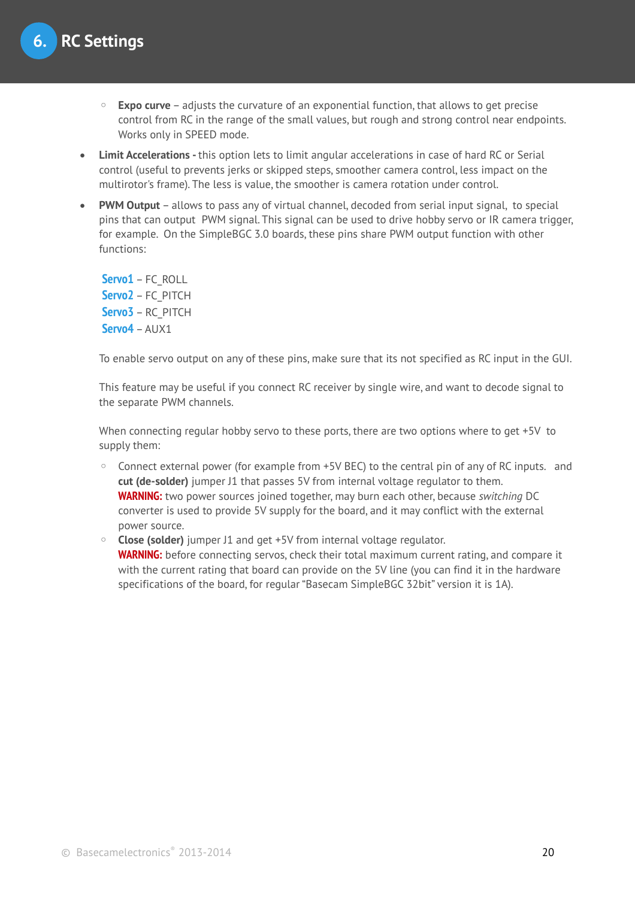# 6. RC Settings

    - **Expo curve** – adjusts the curvature of an exponential function, that allows to get precise control from RC in the range of the small values, but rough and strong control near endpoints. Works only in SPEED mode.

- **Limit Accelerations -** this option lets to limit angular accelerations in case of hard RC or Serial control (useful to prevents jerks or skipped steps, smoother camera control, less impact on the multirotor's frame). The less is value, the smoother is camera rotation under control.
- **PWM Output** – allows to pass any of virtual channel, decoded from serial input signal, to special pins that can output PWM signal. This signal can be used to drive hobby servo or IR camera trigger, for example. On the SimpleBGC 3.0 boards, these pins share PWM output function with other functions:

  Servo1 – FC_ROLL
  Servo2 – FC_PITCH
  Servo3 – RC_PITCH
  Servo4 – AUX1

  To enable servo output on any of these pins, make sure that its not specified as RC input in the GUI.

  This feature may be useful if you connect RC receiver by single wire, and want to decode signal to the separate PWM channels.

  When connecting regular hobby servo to these ports, there are two options where to get +5V to supply them:

    - Connect external power (for example from +5V BEC) to the central pin of any of RC inputs. and **cut (de-solder)** jumper J1 that passes 5V from internal voltage regulator to them.
      **WARNING:** two power sources joined together, may burn each other, because *switching* DC converter is used to provide 5V supply for the board, and it may conflict with the external power source.
    - **Close (solder)** jumper J1 and get +5V from internal voltage regulator.
      **WARNING:** before connecting servos, check their total maximum current rating, and compare it with the current rating that board can provide on the 5V line (you can find it in the hardware specifications of the board, for regular "Basecam SimpleBGC 32bit" version it is 1A).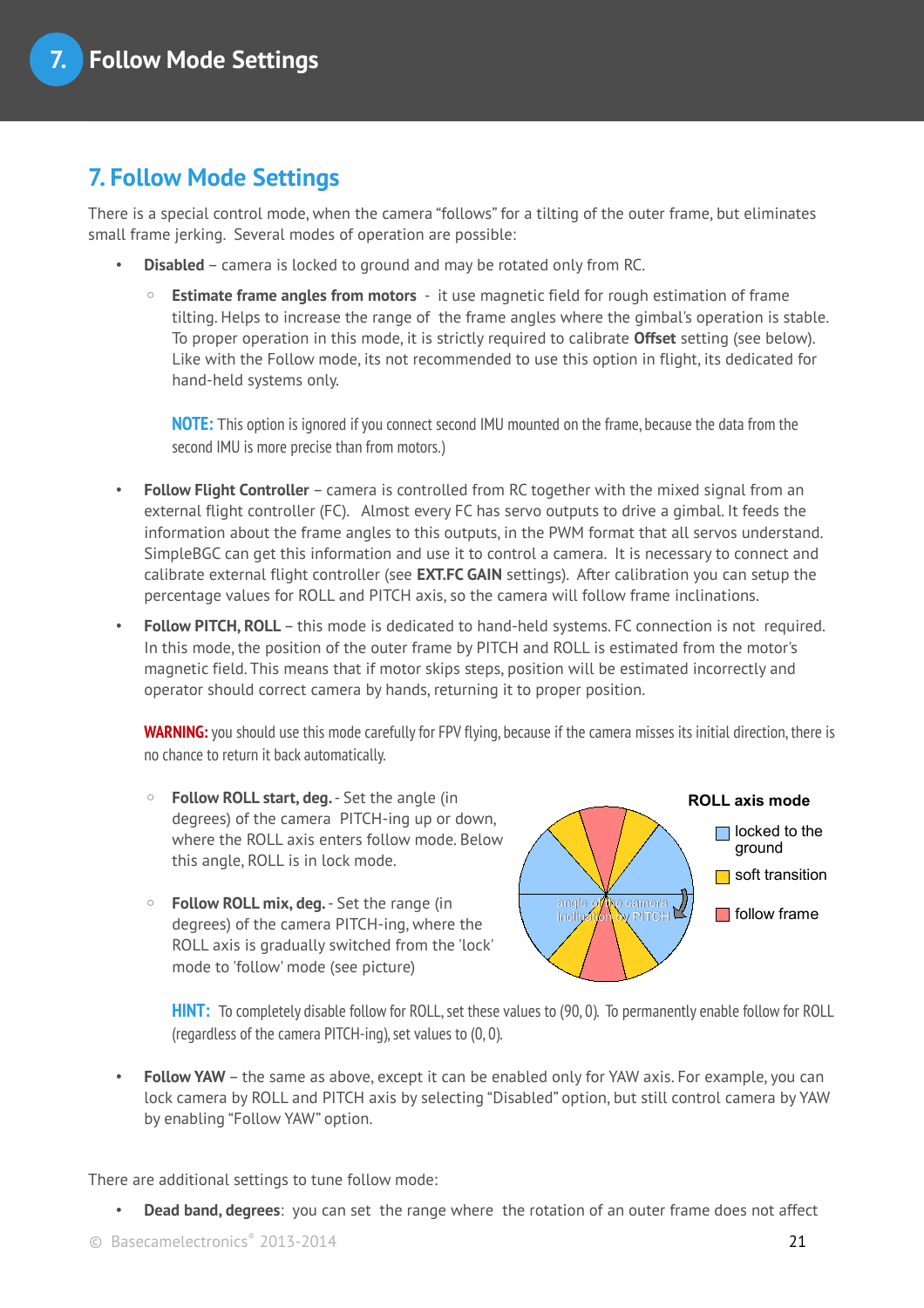## 7. Follow Mode Settings

There is a special control mode, when the camera "follows" for a tilting of the outer frame, but eliminates small frame jerking. Several modes of operation are possible:

- **Disabled** – camera is locked to ground and may be rotated only from RC.
  - **Estimate frame angles from motors** - it use magnetic field for rough estimation of frame tilting. Helps to increase the range of the frame angles where the gimbal's operation is stable. To proper operation in this mode, it is strictly required to calibrate **Offset** setting (see below). Like with the Follow mode, its not recommended to use this option in flight, its dedicated for hand-held systems only.

    **NOTE:** This option is ignored if you connect second IMU mounted on the frame, because the data from the second IMU is more precise than from motors.)

- **Follow Flight Controller** – camera is controlled from RC together with the mixed signal from an external flight controller (FC). Almost every FC has servo outputs to drive a gimbal. It feeds the information about the frame angles to this outputs, in the PWM format that all servos understand. SimpleBGC can get this information and use it to control a camera. It is necessary to connect and calibrate external flight controller (see **EXT.FC GAIN** settings). After calibration you can setup the percentage values for ROLL and PITCH axis, so the camera will follow frame inclinations.
- **Follow PITCH, ROLL** – this mode is dedicated to hand-held systems. FC connection is not required. In this mode, the position of the outer frame by PITCH and ROLL is estimated from the motor's magnetic field. This means that if motor skips steps, position will be estimated incorrectly and operator should correct camera by hands, returning it to proper position.

  **WARNING:** you should use this mode carefully for FPV flying, because if the camera misses its initial direction, there is no chance to return it back automatically.

  - **Follow ROLL start, deg.** - Set the angle (in degrees) of the camera PITCH-ing up or down, where the ROLL axis enters follow mode. Below this angle, ROLL is in lock mode.
  - **Follow ROLL mix, deg.** - Set the range (in degrees) of the camera PITCH-ing, where the ROLL axis is gradually switched from the 'lock' mode to 'follow' mode (see picture)

  ROLL axis mode: locked to the ground; soft transition; follow frame. angle of the camera inclination by PITCH

  **HINT:** To completely disable follow for ROLL, set these values to (90, 0). To permanently enable follow for ROLL (regardless of the camera PITCH-ing), set values to (0, 0).

- **Follow YAW** – the same as above, except it can be enabled only for YAW axis. For example, you can lock camera by ROLL and PITCH axis by selecting "Disabled" option, but still control camera by YAW by enabling "Follow YAW" option.

There are additional settings to tune follow mode:

- **Dead band, degrees**: you can set the range where the rotation of an outer frame does not affect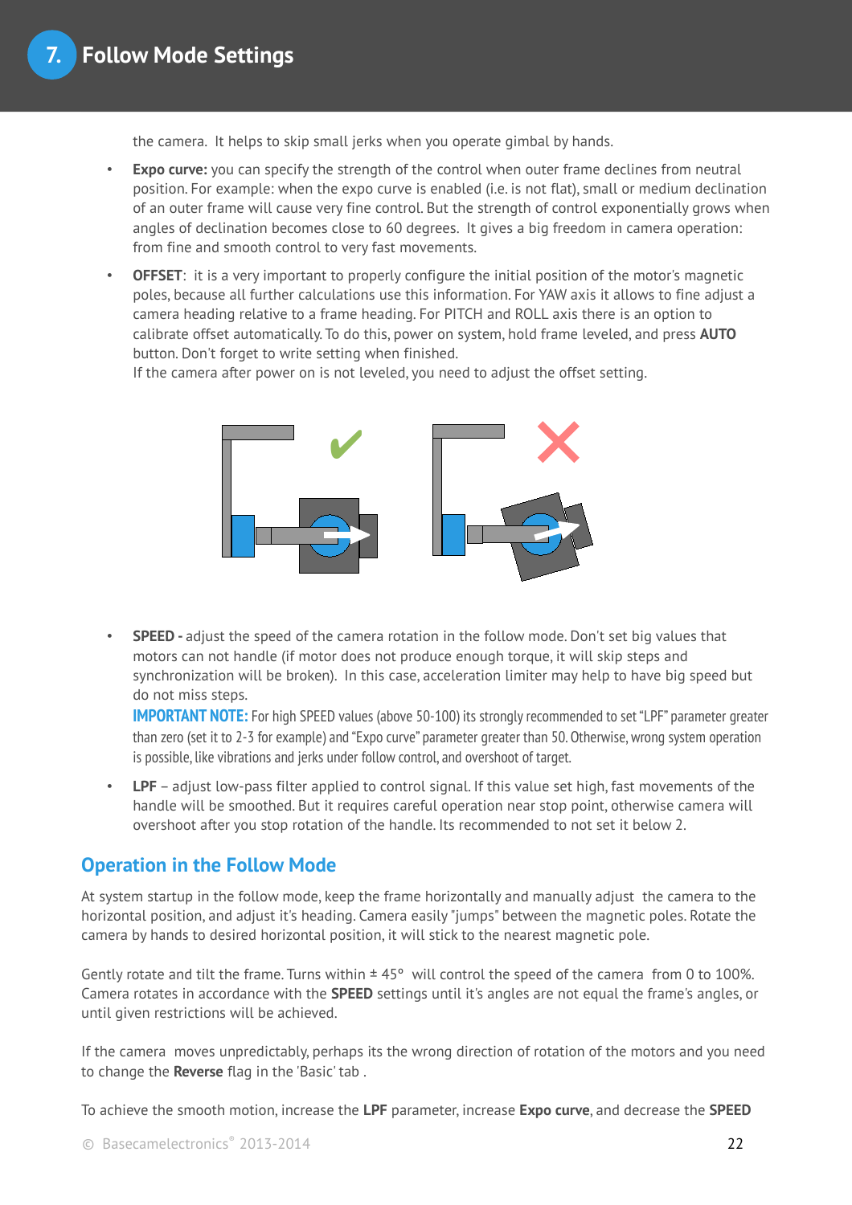the camera. It helps to skip small jerks when you operate gimbal by hands.

- **Expo curve:** you can specify the strength of the control when outer frame declines from neutral position. For example: when the expo curve is enabled (i.e. is not flat), small or medium declination of an outer frame will cause very fine control. But the strength of control exponentially grows when angles of declination becomes close to 60 degrees. It gives a big freedom in camera operation: from fine and smooth control to very fast movements.
- **OFFSET**: it is a very important to properly configure the initial position of the motor's magnetic poles, because all further calculations use this information. For YAW axis it allows to fine adjust a camera heading relative to a frame heading. For PITCH and ROLL axis there is an option to calibrate offset automatically. To do this, power on system, hold frame leveled, and press **AUTO** button. Don't forget to write setting when finished.
  If the camera after power on is not leveled, you need to adjust the offset setting.

- **SPEED -** adjust the speed of the camera rotation in the follow mode. Don't set big values that motors can not handle (if motor does not produce enough torque, it will skip steps and synchronization will be broken). In this case, acceleration limiter may help to have big speed but do not miss steps.
  **IMPORTANT NOTE:** For high SPEED values (above 50-100) its strongly recommended to set "LPF" parameter greater than zero (set it to 2-3 for example) and "Expo curve" parameter greater than 50. Otherwise, wrong system operation is possible, like vibrations and jerks under follow control, and overshoot of target.
- **LPF** – adjust low-pass filter applied to control signal. If this value set high, fast movements of the handle will be smoothed. But it requires careful operation near stop point, otherwise camera will overshoot after you stop rotation of the handle. Its recommended to not set it below 2.

## Operation in the Follow Mode

At system startup in the follow mode, keep the frame horizontally and manually adjust the camera to the horizontal position, and adjust it's heading. Camera easily "jumps" between the magnetic poles. Rotate the camera by hands to desired horizontal position, it will stick to the nearest magnetic pole.

Gently rotate and tilt the frame. Turns within ± 45° will control the speed of the camera from 0 to 100%. Camera rotates in accordance with the **SPEED** settings until it's angles are not equal the frame's angles, or until given restrictions will be achieved.

If the camera moves unpredictably, perhaps its the wrong direction of rotation of the motors and you need to change the **Reverse** flag in the 'Basic' tab .

To achieve the smooth motion, increase the **LPF** parameter, increase **Expo curve**, and decrease the **SPEED**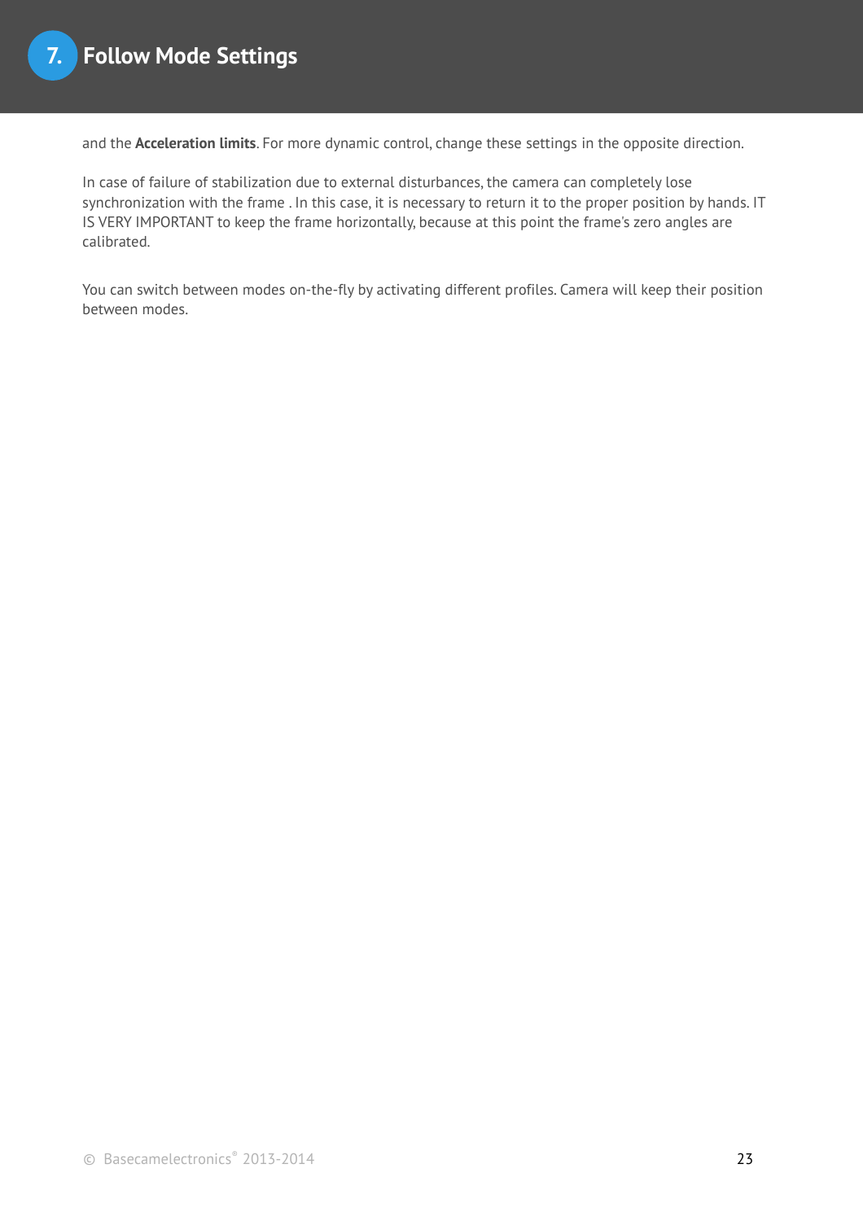and the **Acceleration limits**. For more dynamic control, change these settings in the opposite direction.

In case of failure of stabilization due to external disturbances, the camera can completely lose synchronization with the frame . In this case, it is necessary to return it to the proper position by hands. IT IS VERY IMPORTANT to keep the frame horizontally, because at this point the frame's zero angles are calibrated.

You can switch between modes on-the-fly by activating different profiles. Camera will keep their position between modes.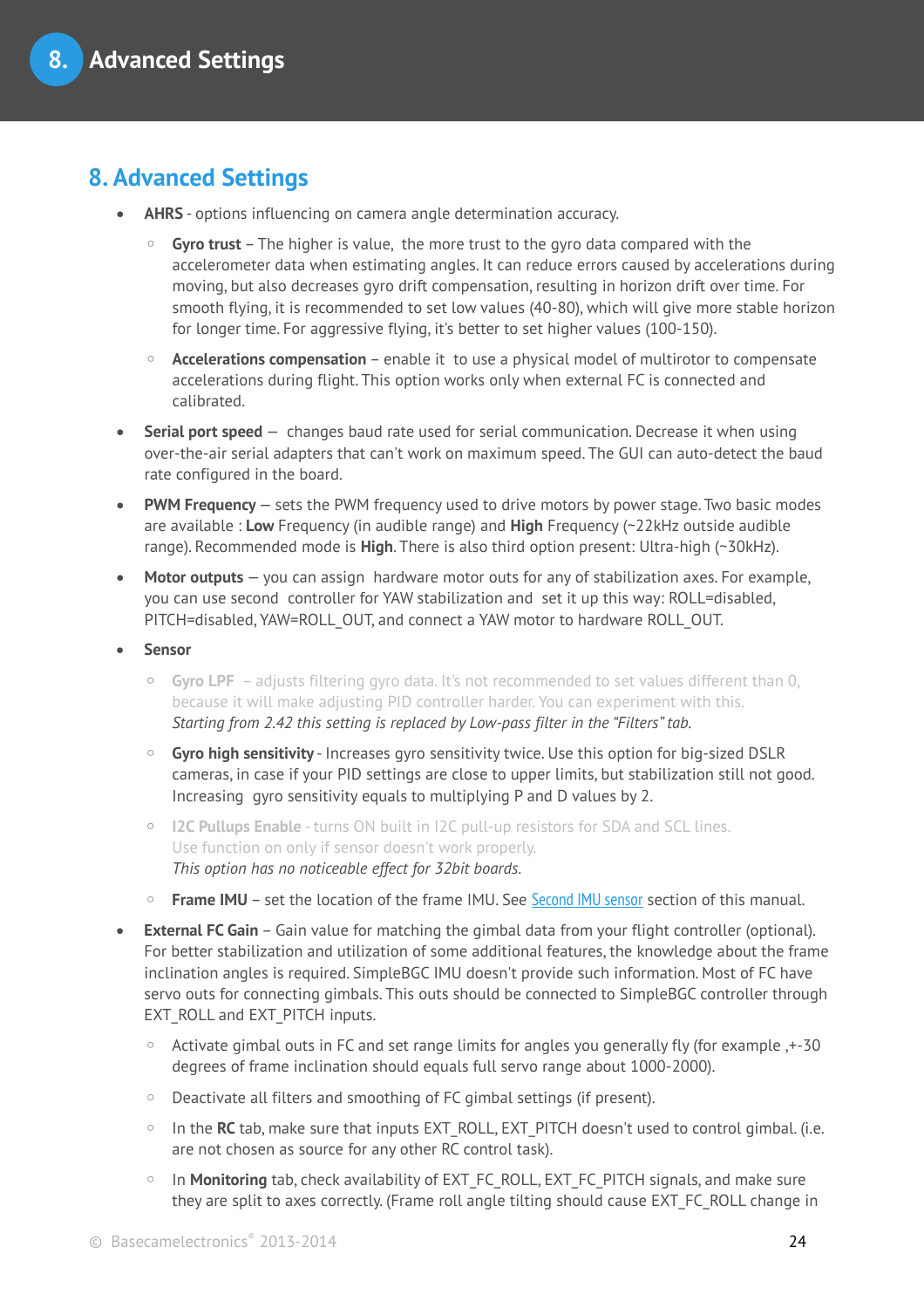# 8. Advanced Settings

- **AHRS** - options influencing on camera angle determination accuracy.
  - **Gyro trust** – The higher is value, the more trust to the gyro data compared with the accelerometer data when estimating angles. It can reduce errors caused by accelerations during moving, but also decreases gyro drift compensation, resulting in horizon drift over time. For smooth flying, it is recommended to set low values (40-80), which will give more stable horizon for longer time. For aggressive flying, it's better to set higher values (100-150).
  - **Accelerations compensation** – enable it to use a physical model of multirotor to compensate accelerations during flight. This option works only when external FC is connected and calibrated.
- **Serial port speed** — changes baud rate used for serial communication. Decrease it when using over-the-air serial adapters that can't work on maximum speed. The GUI can auto-detect the baud rate configured in the board.
- **PWM Frequency** — sets the PWM frequency used to drive motors by power stage. Two basic modes are available : **Low** Frequency (in audible range) and **High** Frequency (~22kHz outside audible range). Recommended mode is **High**. There is also third option present: Ultra-high (~30kHz).
- **Motor outputs** — you can assign hardware motor outs for any of stabilization axes. For example, you can use second controller for YAW stabilization and set it up this way: ROLL=disabled, PITCH=disabled, YAW=ROLL_OUT, and connect a YAW motor to hardware ROLL_OUT.
- **Sensor**
  - **Gyro LPF** – adjusts filtering gyro data. It's not recommended to set values different than 0, because it will make adjusting PID controller harder. You can experiment with this. *Starting from 2.42 this setting is replaced by Low-pass filter in the "Filters" tab.*
  - **Gyro high sensitivity** - Increases gyro sensitivity twice. Use this option for big-sized DSLR cameras, in case if your PID settings are close to upper limits, but stabilization still not good. Increasing gyro sensitivity equals to multiplying P and D values by 2.
  - **I2C Pullups Enable** - turns ON built in I2C pull-up resistors for SDA and SCL lines. Use function on only if sensor doesn't work properly. *This option has no noticeable effect for 32bit boards.*
  - **Frame IMU** – set the location of the frame IMU. See Second IMU sensor section of this manual.
- **External FC Gain** – Gain value for matching the gimbal data from your flight controller (optional). For better stabilization and utilization of some additional features, the knowledge about the frame inclination angles is required. SimpleBGC IMU doesn't provide such information. Most of FC have servo outs for connecting gimbals. This outs should be connected to SimpleBGC controller through EXT_ROLL and EXT_PITCH inputs.
  - Activate gimbal outs in FC and set range limits for angles you generally fly (for example ,+-30 degrees of frame inclination should equals full servo range about 1000-2000).
  - Deactivate all filters and smoothing of FC gimbal settings (if present).
  - In the **RC** tab, make sure that inputs EXT_ROLL, EXT_PITCH doesn't used to control gimbal. (i.e. are not chosen as source for any other RC control task).
  - In **Monitoring** tab, check availability of EXT_FC_ROLL, EXT_FC_PITCH signals, and make sure they are split to axes correctly. (Frame roll angle tilting should cause EXT_FC_ROLL change in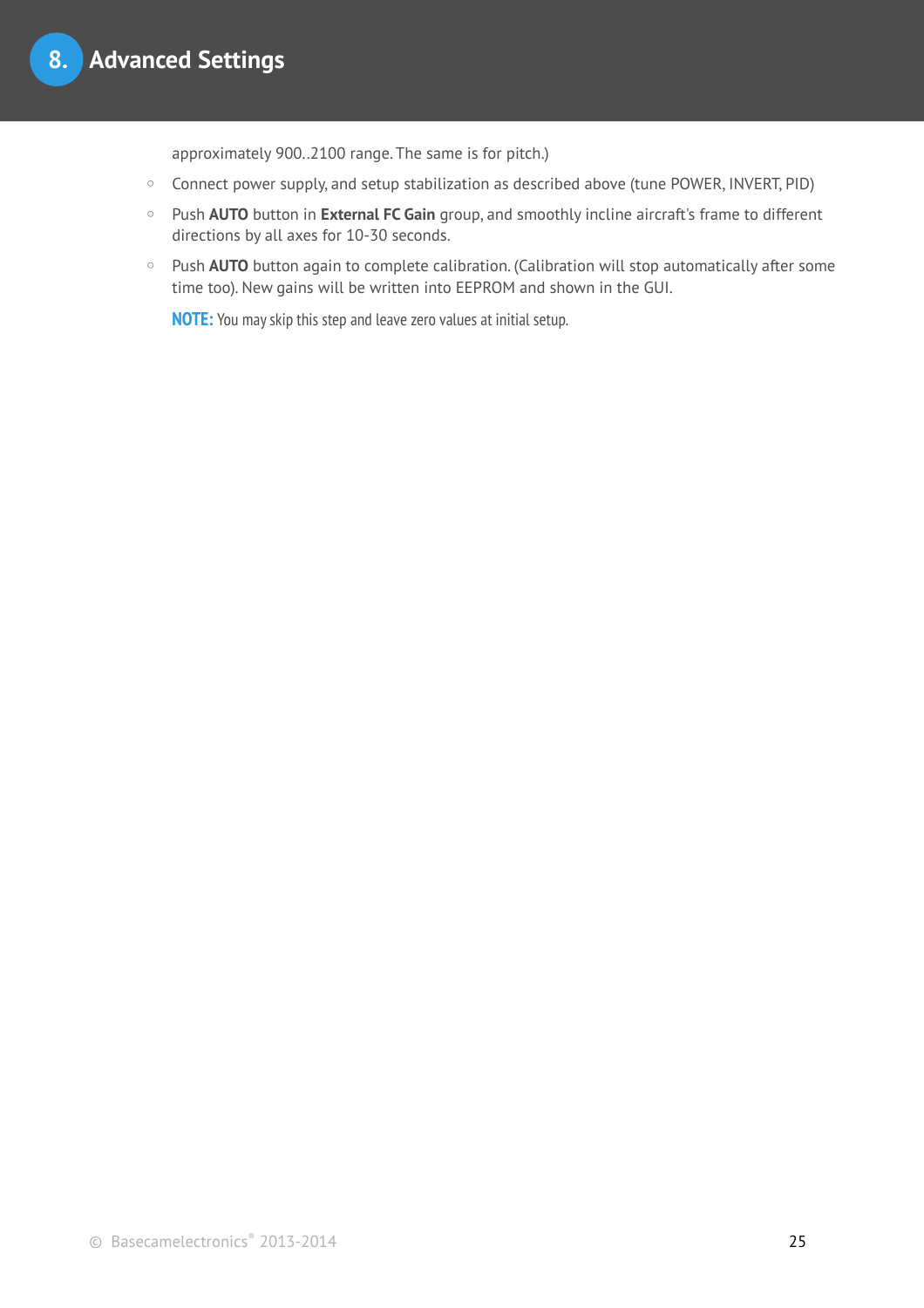approximately 900..2100 range. The same is for pitch.)

- Connect power supply, and setup stabilization as described above (tune POWER, INVERT, PID)
- Push **AUTO** button in **External FC Gain** group, and smoothly incline aircraft's frame to different directions by all axes for 10-30 seconds.
- Push **AUTO** button again to complete calibration. (Calibration will stop automatically after some time too). New gains will be written into EEPROM and shown in the GUI.

  **NOTE:** You may skip this step and leave zero values at initial setup.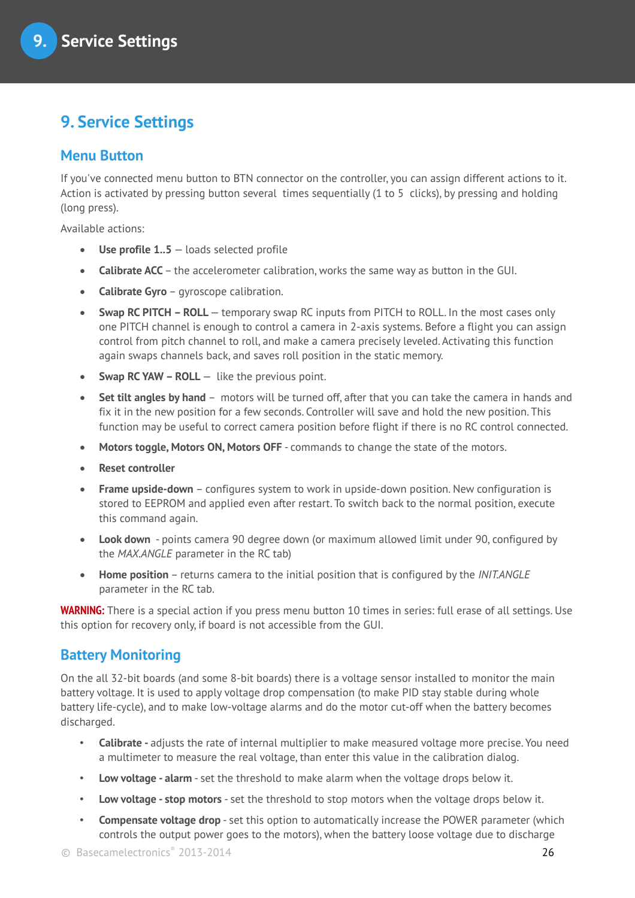# 9. Service Settings

## Menu Button

If you've connected menu button to BTN connector on the controller, you can assign different actions to it. Action is activated by pressing button several times sequentially (1 to 5 clicks), by pressing and holding (long press).

Available actions:

- **Use profile 1..5** — loads selected profile
- **Calibrate ACC** – the accelerometer calibration, works the same way as button in the GUI.
- **Calibrate Gyro** – gyroscope calibration.
- **Swap RC PITCH – ROLL** — temporary swap RC inputs from PITCH to ROLL. In the most cases only one PITCH channel is enough to control a camera in 2-axis systems. Before a flight you can assign control from pitch channel to roll, and make a camera precisely leveled. Activating this function again swaps channels back, and saves roll position in the static memory.
- **Swap RC YAW – ROLL** — like the previous point.
- **Set tilt angles by hand** – motors will be turned off, after that you can take the camera in hands and fix it in the new position for a few seconds. Controller will save and hold the new position. This function may be useful to correct camera position before flight if there is no RC control connected.
- **Motors toggle, Motors ON, Motors OFF** - commands to change the state of the motors.
- **Reset controller**
- **Frame upside-down** – configures system to work in upside-down position. New configuration is stored to EEPROM and applied even after restart. To switch back to the normal position, execute this command again.
- **Look down** - points camera 90 degree down (or maximum allowed limit under 90, configured by the *MAX.ANGLE* parameter in the RC tab)
- **Home position** – returns camera to the initial position that is configured by the *INIT.ANGLE* parameter in the RC tab.

**WARNING:** There is a special action if you press menu button 10 times in series: full erase of all settings. Use this option for recovery only, if board is not accessible from the GUI.

## Battery Monitoring

On the all 32-bit boards (and some 8-bit boards) there is a voltage sensor installed to monitor the main battery voltage. It is used to apply voltage drop compensation (to make PID stay stable during whole battery life-cycle), and to make low-voltage alarms and do the motor cut-off when the battery becomes discharged.

- **Calibrate -** adjusts the rate of internal multiplier to make measured voltage more precise. You need a multimeter to measure the real voltage, than enter this value in the calibration dialog.
- **Low voltage - alarm** - set the threshold to make alarm when the voltage drops below it.
- **Low voltage - stop motors** - set the threshold to stop motors when the voltage drops below it.
- **Compensate voltage drop** - set this option to automatically increase the POWER parameter (which controls the output power goes to the motors), when the battery loose voltage due to discharge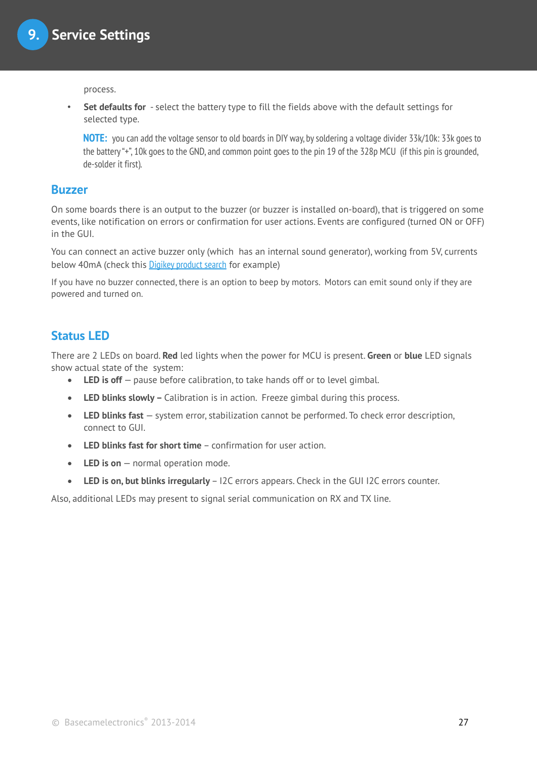process.

- **Set defaults for** - select the battery type to fill the fields above with the default settings for selected type.

  **NOTE:** you can add the voltage sensor to old boards in DIY way, by soldering a voltage divider 33k/10k: 33k goes to the battery "+", 10k goes to the GND, and common point goes to the pin 19 of the 328p MCU (if this pin is grounded, de-solder it first).

## Buzzer

On some boards there is an output to the buzzer (or buzzer is installed on-board), that is triggered on some events, like notification on errors or confirmation for user actions. Events are configured (turned ON or OFF) in the GUI.

You can connect an active buzzer only (which has an internal sound generator), working from 5V, currents below 40mA (check this Digikey product search for example)

If you have no buzzer connected, there is an option to beep by motors. Motors can emit sound only if they are powered and turned on.

## Status LED

There are 2 LEDs on board. **Red** led lights when the power for MCU is present. **Green** or **blue** LED signals show actual state of the system:

- **LED is off** – pause before calibration, to take hands off or to level gimbal.
- **LED blinks slowly –** Calibration is in action. Freeze gimbal during this process.
- **LED blinks fast** – system error, stabilization cannot be performed. To check error description, connect to GUI.
- **LED blinks fast for short time** – confirmation for user action.
- **LED is on** – normal operation mode.
- **LED is on, but blinks irregularly** – I2C errors appears. Check in the GUI I2C errors counter.

Also, additional LEDs may present to signal serial communication on RX and TX line.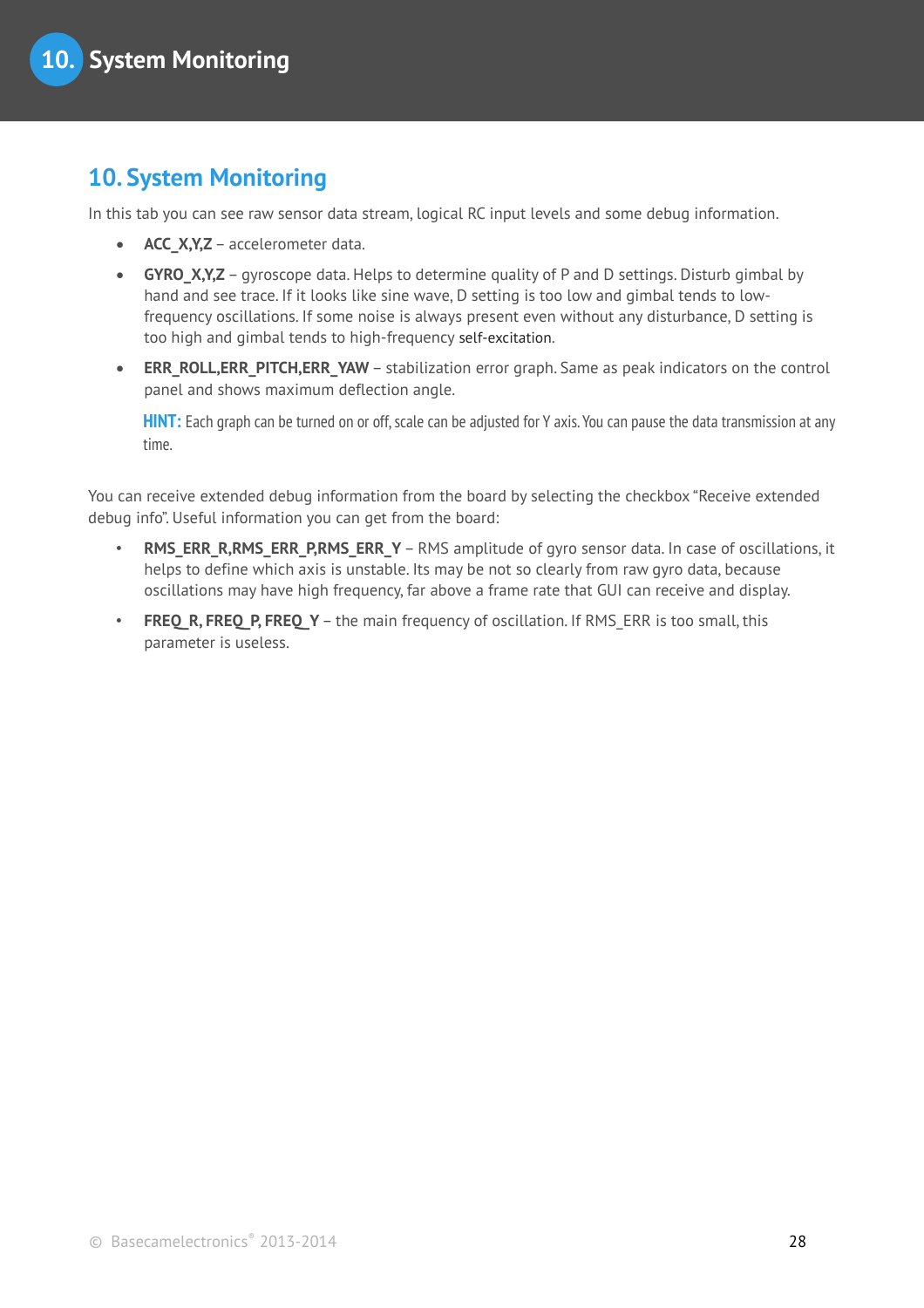# 10. System Monitoring

In this tab you can see raw sensor data stream, logical RC input levels and some debug information.

- **ACC_X,Y,Z** – accelerometer data.
- **GYRO_X,Y,Z** – gyroscope data. Helps to determine quality of P and D settings. Disturb gimbal by hand and see trace. If it looks like sine wave, D setting is too low and gimbal tends to low-frequency oscillations. If some noise is always present even without any disturbance, D setting is too high and gimbal tends to high-frequency self-excitation.
- **ERR_ROLL,ERR_PITCH,ERR_YAW** – stabilization error graph. Same as peak indicators on the control panel and shows maximum deflection angle.

  **HINT:** Each graph can be turned on or off, scale can be adjusted for Y axis. You can pause the data transmission at any time.

You can receive extended debug information from the board by selecting the checkbox "Receive extended debug info". Useful information you can get from the board:

- **RMS_ERR_R,RMS_ERR_P,RMS_ERR_Y** – RMS amplitude of gyro sensor data. In case of oscillations, it helps to define which axis is unstable. Its may be not so clearly from raw gyro data, because oscillations may have high frequency, far above a frame rate that GUI can receive and display.
- **FREQ_R, FREQ_P, FREQ_Y** – the main frequency of oscillation. If RMS_ERR is too small, this parameter is useless.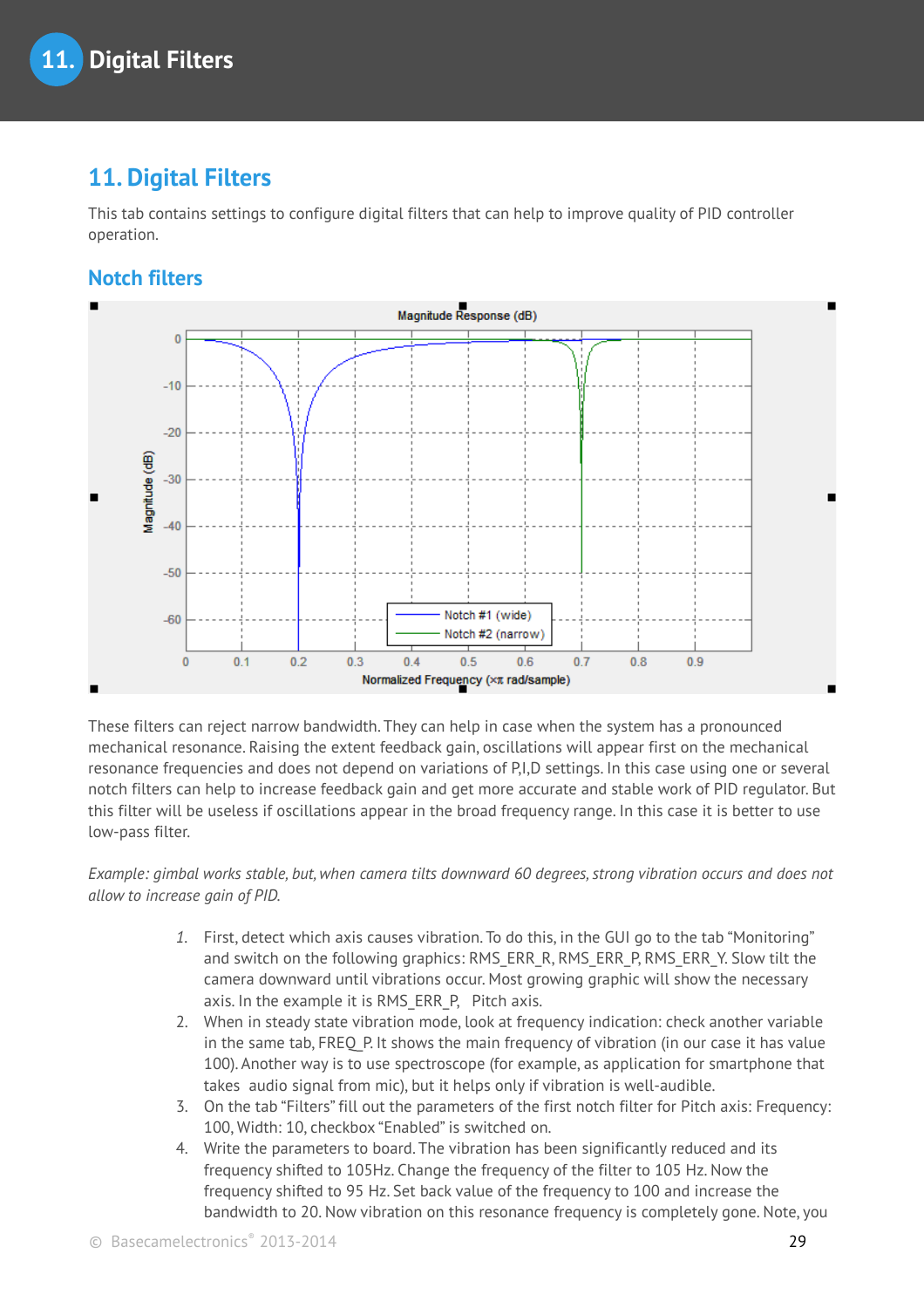# 11. Digital Filters

This tab contains settings to configure digital filters that can help to improve quality of PID controller operation.

## Notch filters

These filters can reject narrow bandwidth. They can help in case when the system has a pronounced mechanical resonance. Raising the extent feedback gain, oscillations will appear first on the mechanical resonance frequencies and does not depend on variations of P,I,D settings. In this case using one or several notch filters can help to increase feedback gain and get more accurate and stable work of PID regulator. But this filter will be useless if oscillations appear in the broad frequency range. In this case it is better to use low-pass filter.

*Example: gimbal works stable, but, when camera tilts downward 60 degrees, strong vibration occurs and does not allow to increase gain of PID.*

1. First, detect which axis causes vibration. To do this, in the GUI go to the tab "Monitoring" and switch on the following graphics: RMS_ERR_R, RMS_ERR_P, RMS_ERR_Y. Slow tilt the camera downward until vibrations occur. Most growing graphic will show the necessary axis. In the example it is RMS_ERR_P, Pitch axis.
2. When in steady state vibration mode, look at frequency indication: check another variable in the same tab, FREQ_P. It shows the main frequency of vibration (in our case it has value 100). Another way is to use spectroscope (for example, as application for smartphone that takes audio signal from mic), but it helps only if vibration is well-audible.
3. On the tab "Filters" fill out the parameters of the first notch filter for Pitch axis: Frequency: 100, Width: 10, checkbox "Enabled" is switched on.
4. Write the parameters to board. The vibration has been significantly reduced and its frequency shifted to 105Hz. Change the frequency of the filter to 105 Hz. Now the frequency shifted to 95 Hz. Set back value of the frequency to 100 and increase the bandwidth to 20. Now vibration on this resonance frequency is completely gone. Note, you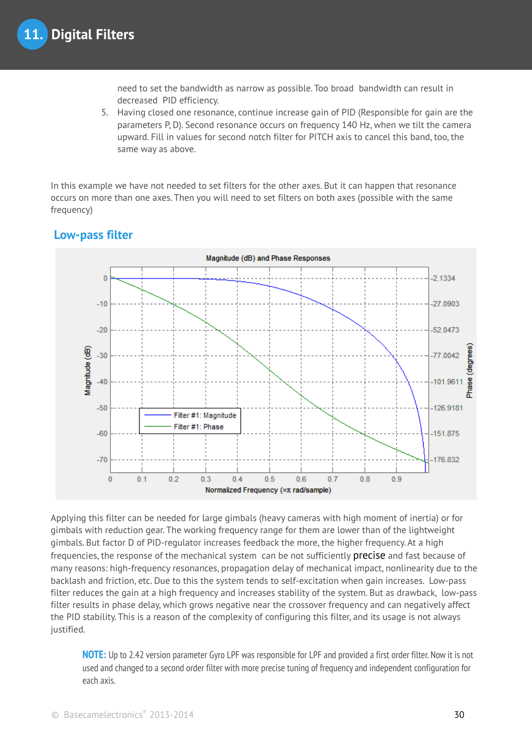need to set the bandwidth as narrow as possible. Too broad bandwidth can result in decreased PID efficiency.

5. Having closed one resonance, continue increase gain of PID (Responsible for gain are the parameters P, D). Second resonance occurs on frequency 140 Hz, when we tilt the camera upward. Fill in values for second notch filter for PITCH axis to cancel this band, too, the same way as above.

In this example we have not needed to set filters for the other axes. But it can happen that resonance occurs on more than one axes. Then you will need to set filters on both axes (possible with the same frequency)

## Low-pass filter

Applying this filter can be needed for large gimbals (heavy cameras with high moment of inertia) or for gimbals with reduction gear. The working frequency range for them are lower than of the lightweight gimbals. But factor D of PID-regulator increases feedback the more, the higher frequency. At a high frequencies, the response of the mechanical system can be not sufficiently precise and fast because of many reasons: high-frequency resonances, propagation delay of mechanical impact, nonlinearity due to the backlash and friction, etc. Due to this the system tends to self-excitation when gain increases. Low-pass filter reduces the gain at a high frequency and increases stability of the system. But as drawback, low-pass filter results in phase delay, which grows negative near the crossover frequency and can negatively affect the PID stability. This is a reason of the complexity of configuring this filter, and its usage is not always justified.

> **NOTE:** Up to 2.42 version parameter Gyro LPF was responsible for LPF and provided a first order filter. Now it is not used and changed to a second order filter with more precise tuning of frequency and independent configuration for each axis.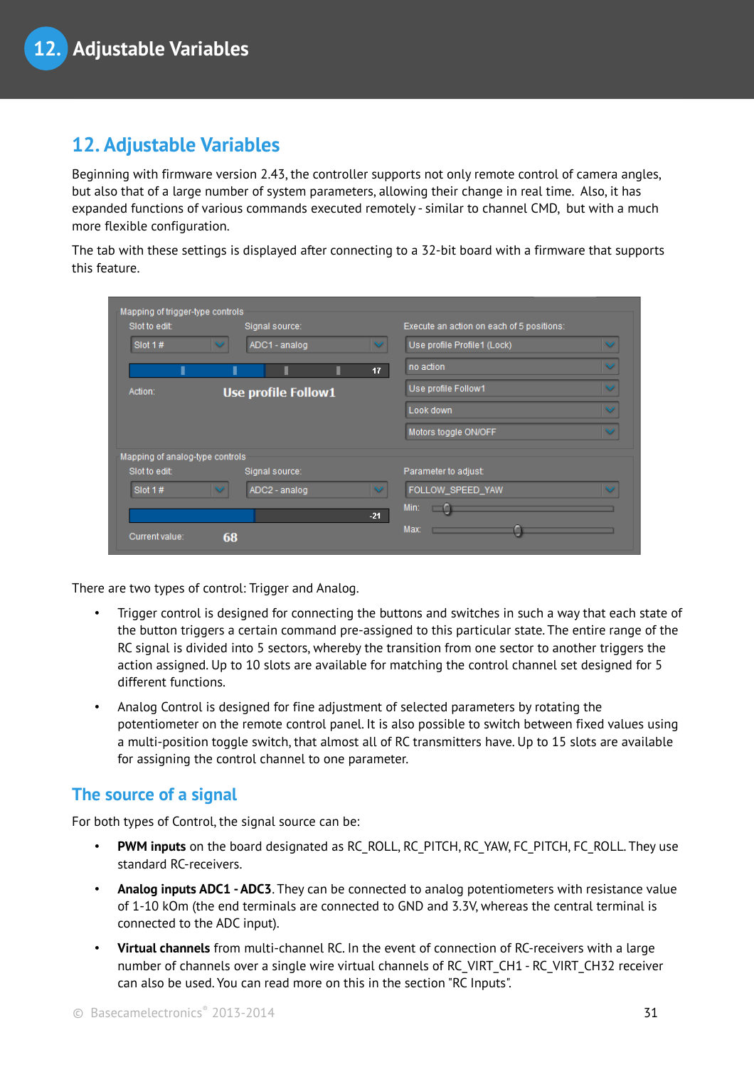# 12. Adjustable Variables

Beginning with firmware version 2.43, the controller supports not only remote control of camera angles, but also that of a large number of system parameters, allowing their change in real time. Also, it has expanded functions of various commands executed remotely - similar to channel CMD, but with a much more flexible configuration.

The tab with these settings is displayed after connecting to a 32-bit board with a firmware that supports this feature.

There are two types of control: Trigger and Analog.

- Trigger control is designed for connecting the buttons and switches in such a way that each state of the button triggers a certain command pre-assigned to this particular state. The entire range of the RC signal is divided into 5 sectors, whereby the transition from one sector to another triggers the action assigned. Up to 10 slots are available for matching the control channel set designed for 5 different functions.
- Analog Control is designed for fine adjustment of selected parameters by rotating the potentiometer on the remote control panel. It is also possible to switch between fixed values using a multi-position toggle switch, that almost all of RC transmitters have. Up to 15 slots are available for assigning the control channel to one parameter.

## The source of a signal

For both types of Control, the signal source can be:

- **PWM inputs** on the board designated as RC_ROLL, RC_PITCH, RC_YAW, FC_PITCH, FC_ROLL. They use standard RC-receivers.
- **Analog inputs ADC1 - ADC3**. They can be connected to analog potentiometers with resistance value of 1-10 kOm (the end terminals are connected to GND and 3.3V, whereas the central terminal is connected to the ADC input).
- **Virtual channels** from multi-channel RC. In the event of connection of RC-receivers with a large number of channels over a single wire virtual channels of RC_VIRT_CH1 - RC_VIRT_CH32 receiver can also be used. You can read more on this in the section "RC Inputs".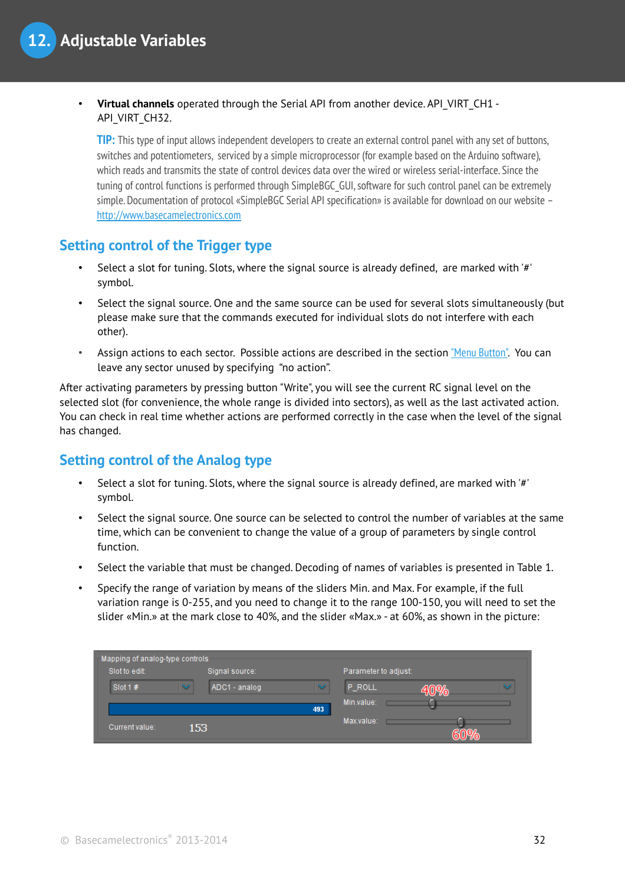- **Virtual channels** operated through the Serial API from another device. API_VIRT_CH1 - API_VIRT_CH32.

  **TIP:** This type of input allows independent developers to create an external control panel with any set of buttons, switches and potentiometers, serviced by a simple microprocessor (for example based on the Arduino software), which reads and transmits the state of control devices data over the wired or wireless serial-interface. Since the tuning of control functions is performed through SimpleBGC_GUI, software for such control panel can be extremely simple. Documentation of protocol «SimpleBGC Serial API specification» is available for download on our website – http://www.basecamelectronics.com

## Setting control of the Trigger type

- Select a slot for tuning. Slots, where the signal source is already defined, are marked with '#' symbol.
- Select the signal source. One and the same source can be used for several slots simultaneously (but please make sure that the commands executed for individual slots do not interfere with each other).
- Assign actions to each sector. Possible actions are described in the section "Menu Button". You can leave any sector unused by specifying "no action".

After activating parameters by pressing button "Write", you will see the current RC signal level on the selected slot (for convenience, the whole range is divided into sectors), as well as the last activated action. You can check in real time whether actions are performed correctly in the case when the level of the signal has changed.

## Setting control of the Analog type

- Select a slot for tuning. Slots, where the signal source is already defined, are marked with '#' symbol.
- Select the signal source. One source can be selected to control the number of variables at the same time, which can be convenient to change the value of a group of parameters by single control function.
- Select the variable that must be changed. Decoding of names of variables is presented in Table 1.
- Specify the range of variation by means of the sliders Min. and Max. For example, if the full variation range is 0-255, and you need to change it to the range 100-150, you will need to set the slider «Min.» at the mark close to 40%, and the slider «Max.» - at 60%, as shown in the picture:

Mapping of analog-type controls

Slot to edit: Slot 1 # | Signal source: ADC1 - analog | Parameter to adjust: P_ROLL

493

Current value: 153

Min.value: 40%

Max.value: 60%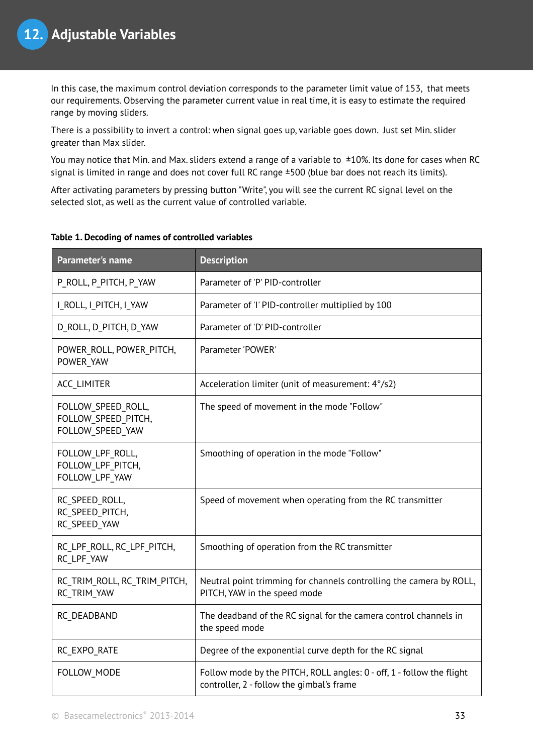In this case, the maximum control deviation corresponds to the parameter limit value of 153, that meets our requirements. Observing the parameter current value in real time, it is easy to estimate the required range by moving sliders.

There is a possibility to invert a control: when signal goes up, variable goes down. Just set Min. slider greater than Max slider.

You may notice that Min. and Max. sliders extend a range of a variable to ±10%. Its done for cases when RC signal is limited in range and does not cover full RC range ±500 (blue bar does not reach its limits).

After activating parameters by pressing button "Write", you will see the current RC signal level on the selected slot, as well as the current value of controlled variable.

**Table 1. Decoding of names of controlled variables**

| Parameter's name | Description |
|---|---|
| P_ROLL, P_PITCH, P_YAW | Parameter of 'P' PID-controller |
| I_ROLL, I_PITCH, I_YAW | Parameter of 'I' PID-controller multiplied by 100 |
| D_ROLL, D_PITCH, D_YAW | Parameter of 'D' PID-controller |
| POWER_ROLL, POWER_PITCH, POWER_YAW | Parameter 'POWER' |
| ACC_LIMITER | Acceleration limiter (unit of measurement: 4°/s2) |
| FOLLOW_SPEED_ROLL, FOLLOW_SPEED_PITCH, FOLLOW_SPEED_YAW | The speed of movement in the mode "Follow" |
| FOLLOW_LPF_ROLL, FOLLOW_LPF_PITCH, FOLLOW_LPF_YAW | Smoothing of operation in the mode "Follow" |
| RC_SPEED_ROLL, RC_SPEED_PITCH, RC_SPEED_YAW | Speed of movement when operating from the RC transmitter |
| RC_LPF_ROLL, RC_LPF_PITCH, RC_LPF_YAW | Smoothing of operation from the RC transmitter |
| RC_TRIM_ROLL, RC_TRIM_PITCH, RC_TRIM_YAW | Neutral point trimming for channels controlling the camera by ROLL, PITCH, YAW in the speed mode |
| RC_DEADBAND | The deadband of the RC signal for the camera control channels in the speed mode |
| RC_EXPO_RATE | Degree of the exponential curve depth for the RC signal |
| FOLLOW_MODE | Follow mode by the PITCH, ROLL angles: 0 - off, 1 - follow the flight controller, 2 - follow the gimbal's frame |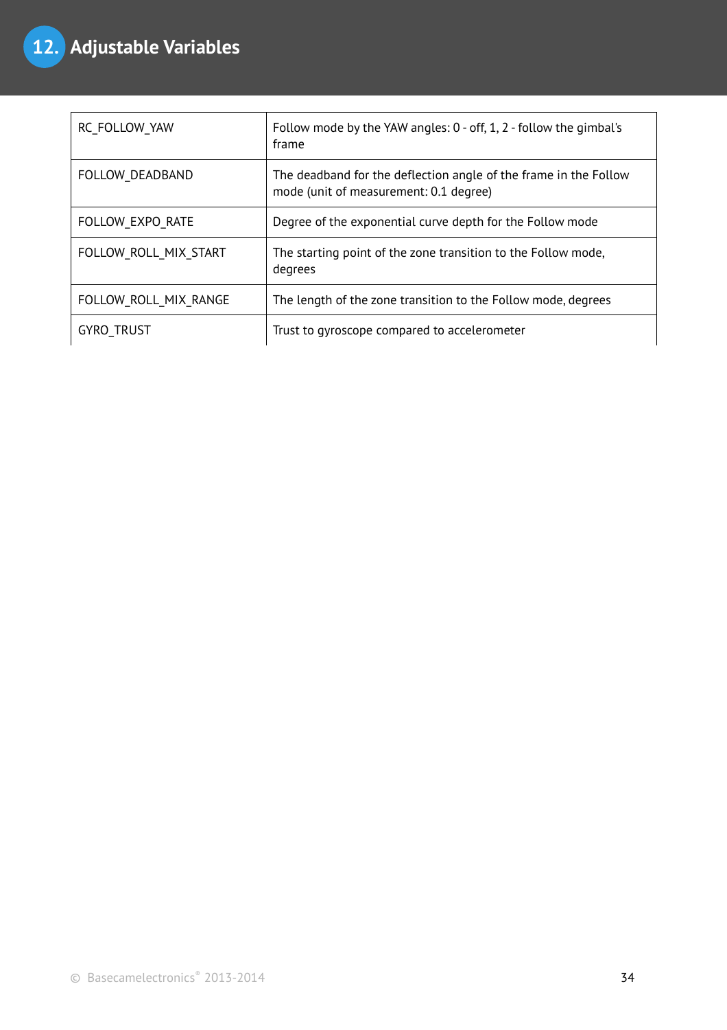# 12. Adjustable Variables

| | |
|---|---|
| RC_FOLLOW_YAW | Follow mode by the YAW angles: 0 - off, 1, 2 - follow the gimbal's frame |
| FOLLOW_DEADBAND | The deadband for the deflection angle of the frame in the Follow mode (unit of measurement: 0.1 degree) |
| FOLLOW_EXPO_RATE | Degree of the exponential curve depth for the Follow mode |
| FOLLOW_ROLL_MIX_START | The starting point of the zone transition to the Follow mode, degrees |
| FOLLOW_ROLL_MIX_RANGE | The length of the zone transition to the Follow mode, degrees |
| GYRO_TRUST | Trust to gyroscope compared to accelerometer |

© Basecamelectronics® 2013-2014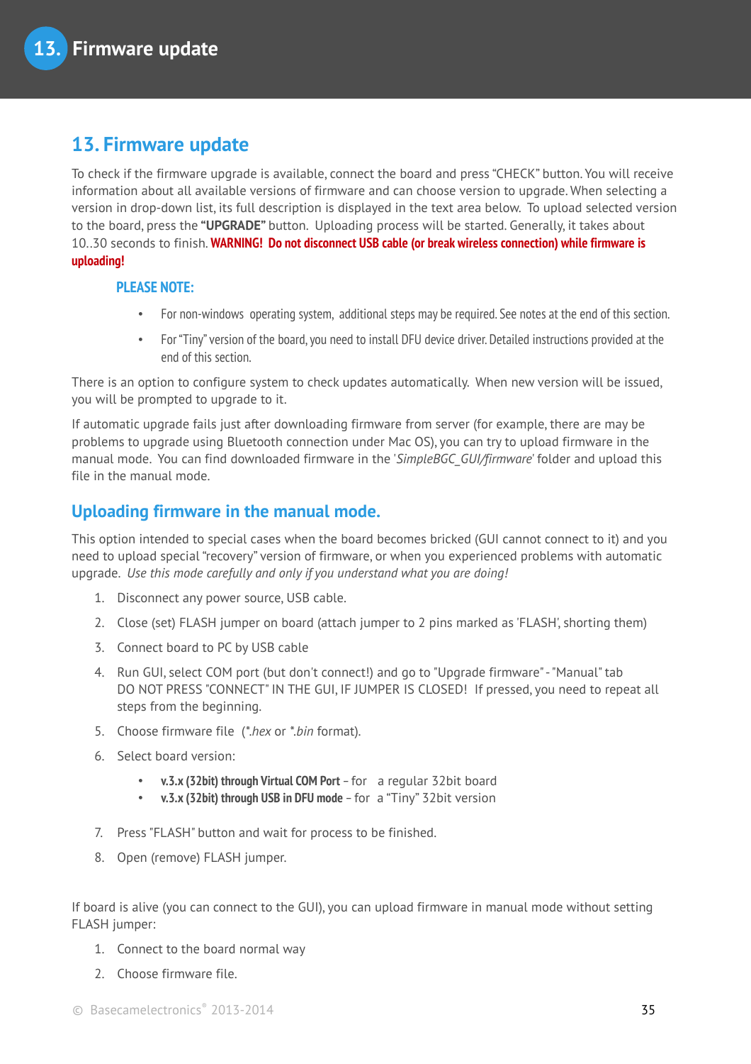## 13. Firmware update

To check if the firmware upgrade is available, connect the board and press “CHECK” button. You will receive information about all available versions of firmware and can choose version to upgrade. When selecting a version in drop-down list, its full description is displayed in the text area below. To upload selected version to the board, press the **“UPGRADE”** button. Uploading process will be started. Generally, it takes about 10..30 seconds to finish. **WARNING! Do not disconnect USB cable (or break wireless connection) while firmware is uploading!**

**PLEASE NOTE:**

- For non-windows operating system, additional steps may be required. See notes at the end of this section.
- For “Tiny” version of the board, you need to install DFU device driver. Detailed instructions provided at the end of this section.

There is an option to configure system to check updates automatically. When new version will be issued, you will be prompted to upgrade to it.

If automatic upgrade fails just after downloading firmware from server (for example, there are may be problems to upgrade using Bluetooth connection under Mac OS), you can try to upload firmware in the manual mode. You can find downloaded firmware in the '*SimpleBGC_GUI/firmware*' folder and upload this file in the manual mode.

### Uploading firmware in the manual mode.

This option intended to special cases when the board becomes bricked (GUI cannot connect to it) and you need to upload special “recovery” version of firmware, or when you experienced problems with automatic upgrade. *Use this mode carefully and only if you understand what you are doing!*

1. Disconnect any power source, USB cable.
2. Close (set) FLASH jumper on board (attach jumper to 2 pins marked as 'FLASH', shorting them)
3. Connect board to PC by USB cable
4. Run GUI, select COM port (but don't connect!) and go to "Upgrade firmware" - "Manual" tab
   DO NOT PRESS "CONNECT" IN THE GUI, IF JUMPER IS CLOSED! If pressed, you need to repeat all steps from the beginning.
5. Choose firmware file (*.hex or *.bin format).
6. Select board version:
   - **v.3.x (32bit) through Virtual COM Port** – for a regular 32bit board
   - **v.3.x (32bit) through USB in DFU mode** – for a “Tiny” 32bit version
7. Press "FLASH" button and wait for process to be finished.
8. Open (remove) FLASH jumper.

If board is alive (you can connect to the GUI), you can upload firmware in manual mode without setting FLASH jumper:

1. Connect to the board normal way
2. Choose firmware file.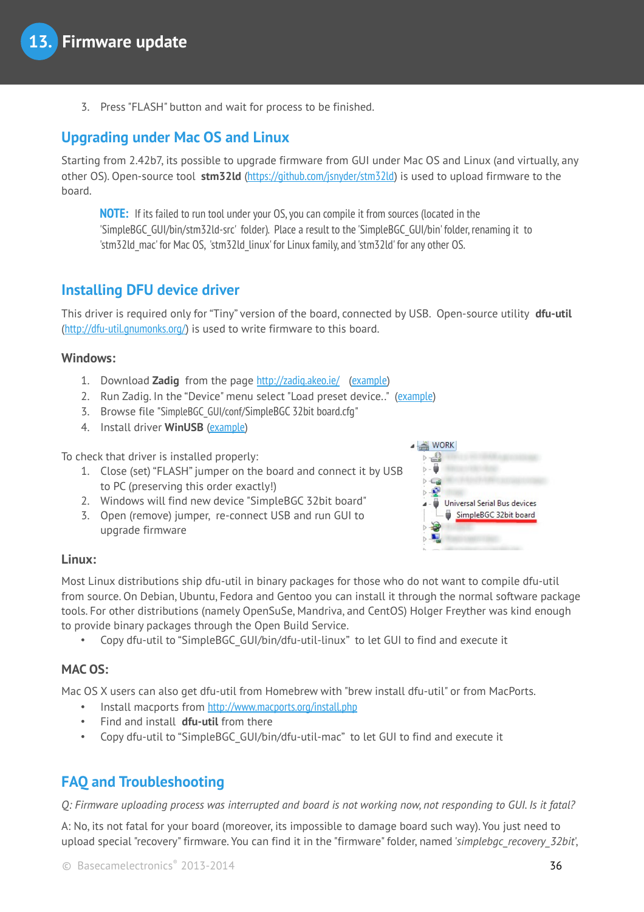3. Press "FLASH" button and wait for process to be finished.

## Upgrading under Mac OS and Linux

Starting from 2.42b7, its possible to upgrade firmware from GUI under Mac OS and Linux (and virtually, any other OS). Open-source tool **stm32ld** (https://github.com/jsnyder/stm32ld) is used to upload firmware to the board.

> **NOTE:** If its failed to run tool under your OS, you can compile it from sources (located in the 'SimpleBGC_GUI/bin/stm32ld-src' folder). Place a result to the 'SimpleBGC_GUI/bin' folder, renaming it to 'stm32ld_mac' for Mac OS, 'stm32ld_linux' for Linux family, and 'stm32ld' for any other OS.

## Installing DFU device driver

This driver is required only for "Tiny" version of the board, connected by USB. Open-source utility **dfu-util** (http://dfu-util.gnumonks.org/) is used to write firmware to this board.

### Windows:

1. Download **Zadig** from the page http://zadig.akeo.ie/ (example)
2. Run Zadig. In the "Device" menu select "Load preset device.." (example)
3. Browse file "SimpleBGC_GUI/conf/SimpleBGC 32bit board.cfg"
4. Install driver **WinUSB** (example)

To check that driver is installed properly:

1. Close (set) "FLASH" jumper on the board and connect it by USB to PC (preserving this order exactly!)
2. Windows will find new device "SimpleBGC 32bit board"
3. Open (remove) jumper, re-connect USB and run GUI to upgrade firmware

WORK
Universal Serial Bus devices
SimpleBGC 32bit board

### Linux:

Most Linux distributions ship dfu-util in binary packages for those who do not want to compile dfu-util from source. On Debian, Ubuntu, Fedora and Gentoo you can install it through the normal software package tools. For other distributions (namely OpenSuSe, Mandriva, and CentOS) Holger Freyther was kind enough to provide binary packages through the Open Build Service.

- Copy dfu-util to "SimpleBGC_GUI/bin/dfu-util-linux" to let GUI to find and execute it

### MAC OS:

Mac OS X users can also get dfu-util from Homebrew with "brew install dfu-util" or from MacPorts.

- Install macports from http://www.macports.org/install.php
- Find and install **dfu-util** from there
- Copy dfu-util to "SimpleBGC_GUI/bin/dfu-util-mac" to let GUI to find and execute it

## FAQ and Troubleshooting

*Q: Firmware uploading process was interrupted and board is not working now, not responding to GUI. Is it fatal?*

A: No, its not fatal for your board (moreover, its impossible to damage board such way). You just need to upload special "recovery" firmware. You can find it in the "firmware" folder, named '*simplebgc_recovery_32bit*',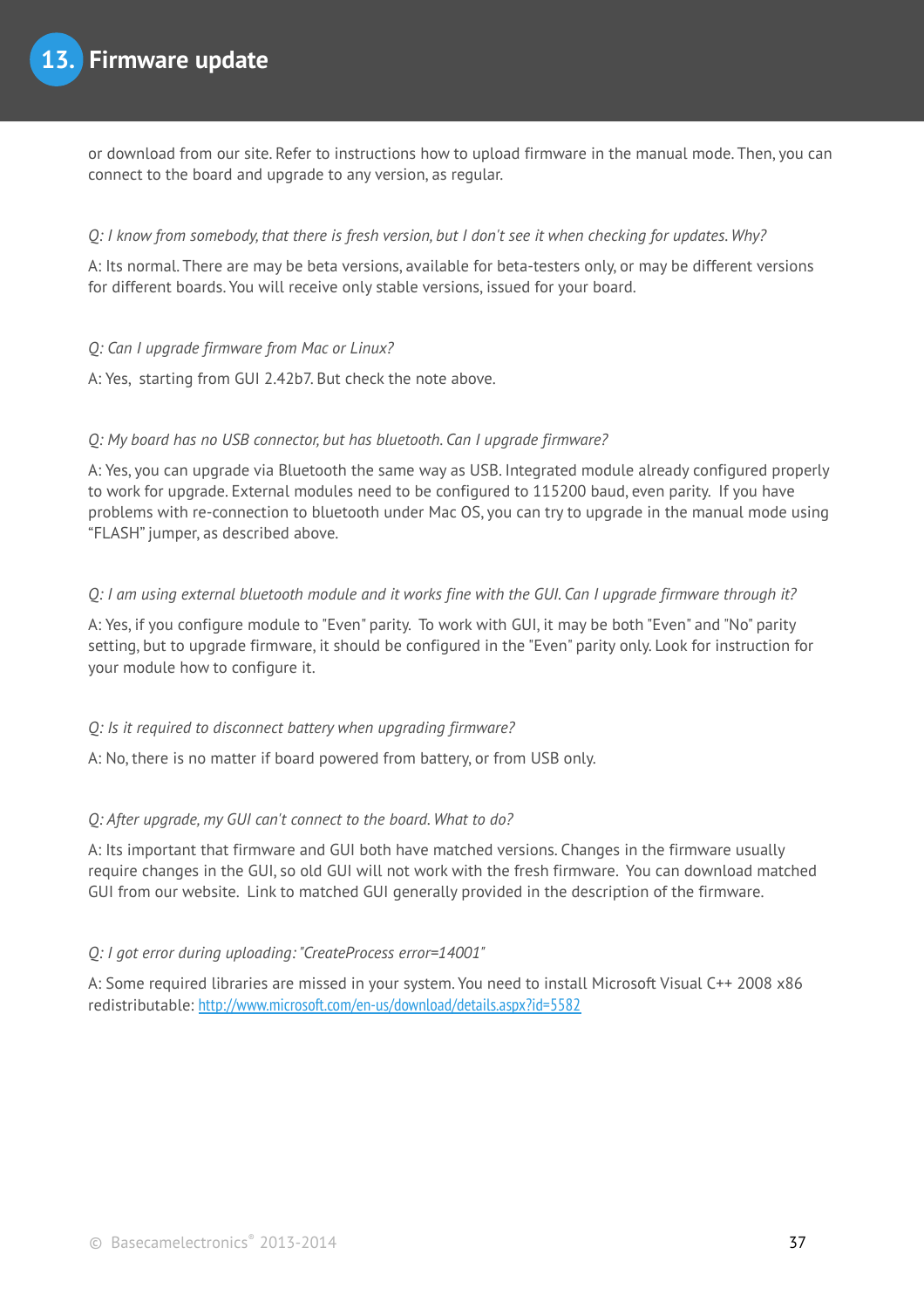or download from our site. Refer to instructions how to upload firmware in the manual mode. Then, you can connect to the board and upgrade to any version, as regular.

*Q: I know from somebody, that there is fresh version, but I don't see it when checking for updates. Why?*

A: Its normal. There are may be beta versions, available for beta-testers only, or may be different versions for different boards. You will receive only stable versions, issued for your board.

*Q: Can I upgrade firmware from Mac or Linux?*

A: Yes, starting from GUI 2.42b7. But check the note above.

*Q: My board has no USB connector, but has bluetooth. Can I upgrade firmware?*

A: Yes, you can upgrade via Bluetooth the same way as USB. Integrated module already configured properly to work for upgrade. External modules need to be configured to 115200 baud, even parity. If you have problems with re-connection to bluetooth under Mac OS, you can try to upgrade in the manual mode using "FLASH" jumper, as described above.

*Q: I am using external bluetooth module and it works fine with the GUI. Can I upgrade firmware through it?*

A: Yes, if you configure module to "Even" parity. To work with GUI, it may be both "Even" and "No" parity setting, but to upgrade firmware, it should be configured in the "Even" parity only. Look for instruction for your module how to configure it.

*Q: Is it required to disconnect battery when upgrading firmware?*

A: No, there is no matter if board powered from battery, or from USB only.

*Q: After upgrade, my GUI can't connect to the board. What to do?*

A: Its important that firmware and GUI both have matched versions. Changes in the firmware usually require changes in the GUI, so old GUI will not work with the fresh firmware. You can download matched GUI from our website. Link to matched GUI generally provided in the description of the firmware.

*Q: I got error during uploading: "CreateProcess error=14001"*

A: Some required libraries are missed in your system. You need to install Microsoft Visual C++ 2008 x86 redistributable: http://www.microsoft.com/en-us/download/details.aspx?id=5582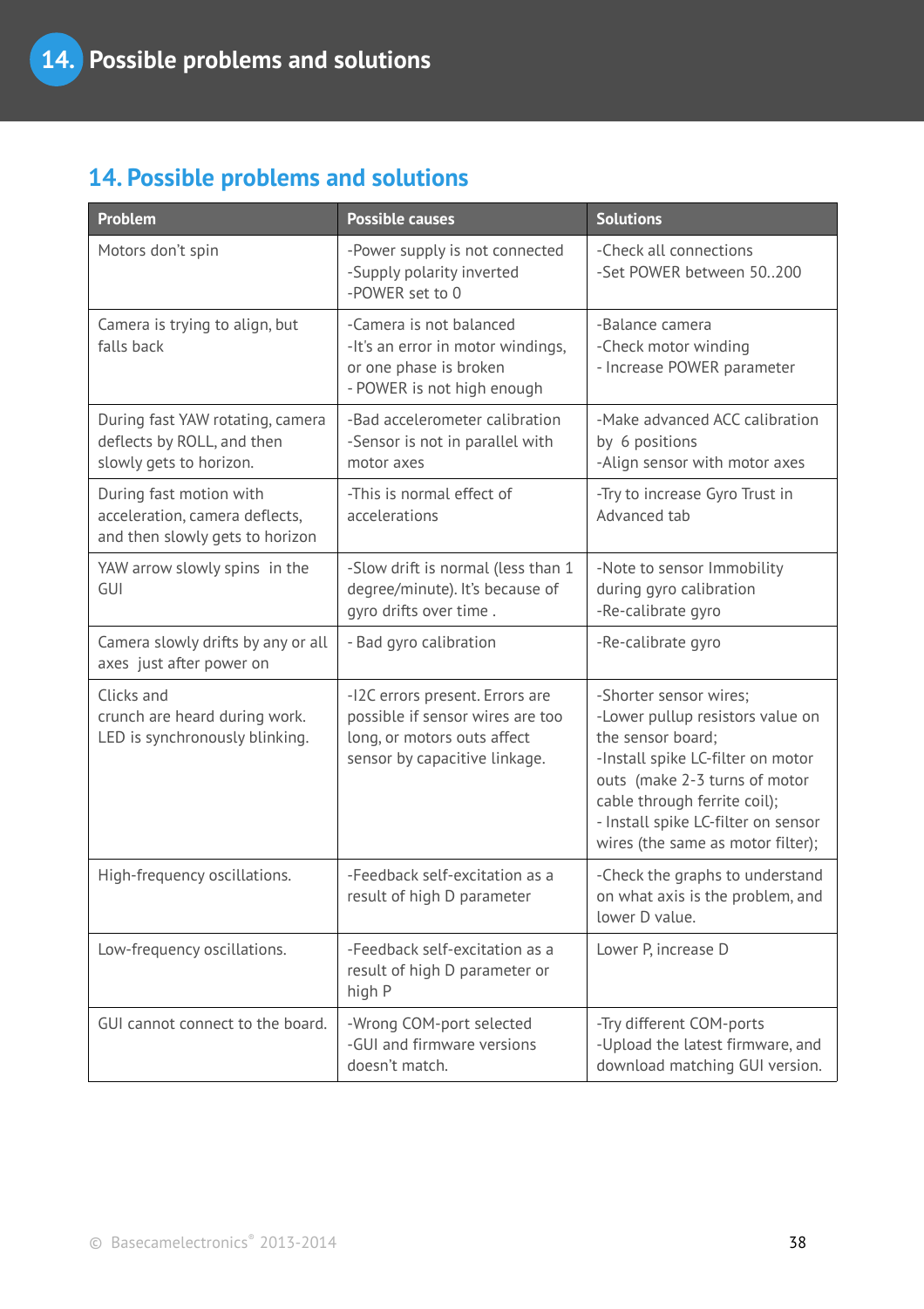# 14. Possible problems and solutions

| Problem | Possible causes | Solutions |
|---|---|---|
| Motors don't spin | -Power supply is not connected<br>-Supply polarity inverted<br>-POWER set to 0 | -Check all connections<br>-Set POWER between 50..200 |
| Camera is trying to align, but falls back | -Camera is not balanced<br>-It's an error in motor windings, or one phase is broken<br>- POWER is not high enough | -Balance camera<br>-Check motor winding<br>- Increase POWER parameter |
| During fast YAW rotating, camera deflects by ROLL, and then slowly gets to horizon. | -Bad accelerometer calibration<br>-Sensor is not in parallel with motor axes | -Make advanced ACC calibration by 6 positions<br>-Align sensor with motor axes |
| During fast motion with acceleration, camera deflects, and then slowly gets to horizon | -This is normal effect of accelerations | -Try to increase Gyro Trust in Advanced tab |
| YAW arrow slowly spins in the GUI | -Slow drift is normal (less than 1 degree/minute). It's because of gyro drifts over time . | -Note to sensor Immobility during gyro calibration<br>-Re-calibrate gyro |
| Camera slowly drifts by any or all axes just after power on | - Bad gyro calibration | -Re-calibrate gyro |
| Clicks and crunch are heard during work. LED is synchronously blinking. | -I2C errors present. Errors are possible if sensor wires are too long, or motors outs affect sensor by capacitive linkage. | -Shorter sensor wires;<br>-Lower pullup resistors value on the sensor board;<br>-Install spike LC-filter on motor outs (make 2-3 turns of motor cable through ferrite coil);<br>- Install spike LC-filter on sensor wires (the same as motor filter); |
| High-frequency oscillations. | -Feedback self-excitation as a result of high D parameter | -Check the graphs to understand on what axis is the problem, and lower D value. |
| Low-frequency oscillations. | -Feedback self-excitation as a result of high D parameter or high P | Lower P, increase D |
| GUI cannot connect to the board. | -Wrong COM-port selected<br>-GUI and firmware versions doesn't match. | -Try different COM-ports<br>-Upload the latest firmware, and download matching GUI version. |

© Basecamelectronics® 2013-2014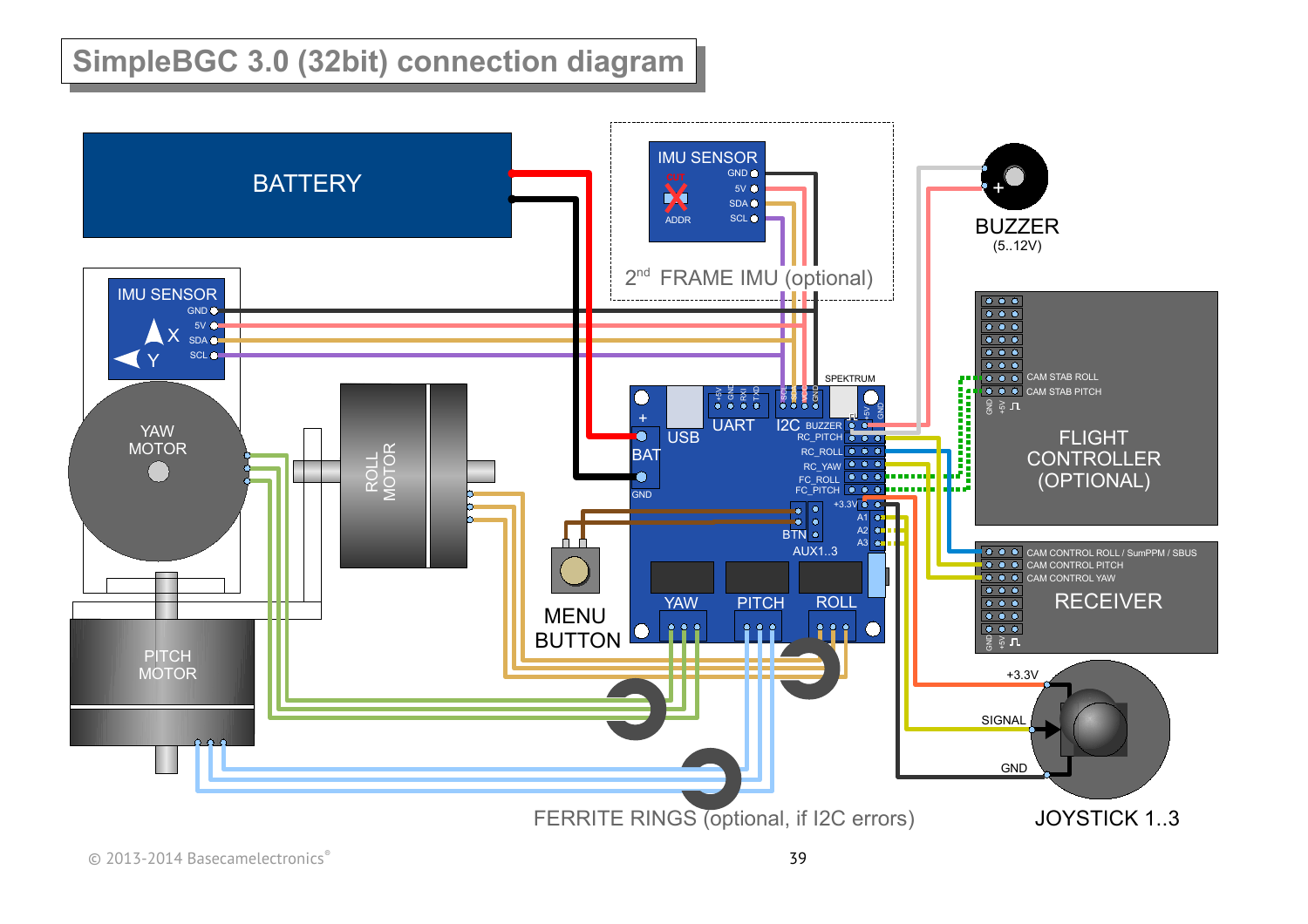# SimpleBGC 3.0 (32bit) connection diagram

BATTERY

IMU SENSOR
- GND
- 5V
- SDA
- SCL
- X
- Y

IMU SENSOR
- GND
- 5V
- SDA
- SCL
- OUT
- ADDR

2nd FRAME IMU (optional)

BUZZER (5..12V)

YAW MOTOR

ROLL MOTOR

PITCH MOTOR

MENU BUTTON

USB, UART, I2C, SPEKTRUM, BAT, GND, +

BUZZER, RC_PITCH, RC_ROLL, RC_YAW, FC_ROLL, FC_PITCH

+3.3V, A1, A2, A3, BTN, AUX1..3

YAW, PITCH, ROLL

FLIGHT CONTROLLER (OPTIONAL)
- CAM STAB ROLL
- CAM STAB PITCH

RECEIVER
- CAM CONTROL ROLL / SumPPM / SBUS
- CAM CONTROL PITCH
- CAM CONTROL YAW

JOYSTICK 1..3
- +3.3V
- SIGNAL
- GND

FERRITE RINGS (optional, if I2C errors)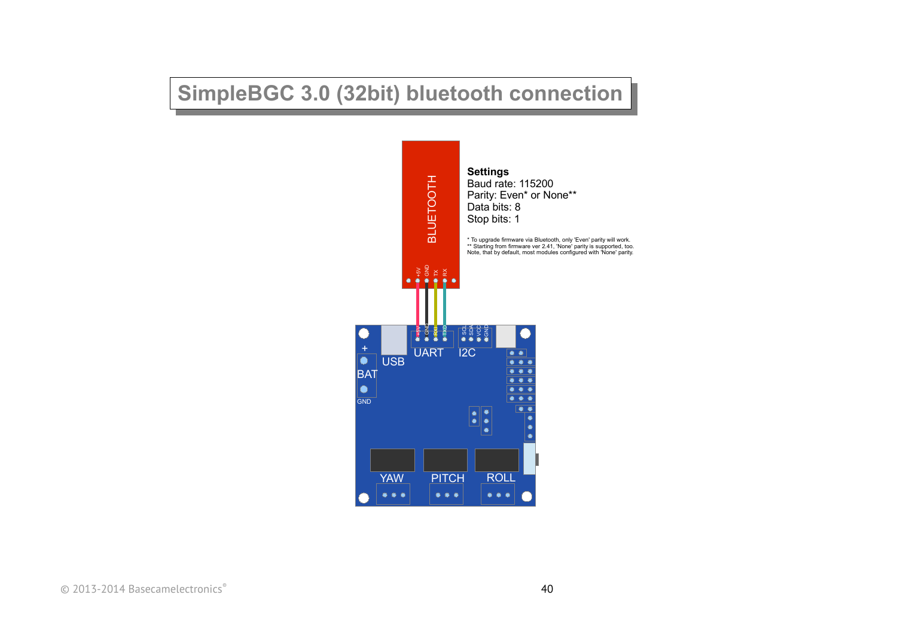# SimpleBGC 3.0 (32bit) bluetooth connection

**Settings**
Baud rate: 115200
Parity: Even* or None**
Data bits: 8
Stop bits: 1

* To upgrade firmware via Bluetooth, only 'Even' parity will work.
** Starting from firmware ver 2.41, 'None' parity is supported, too.
Note, that by default, most modules configured with 'None' parity.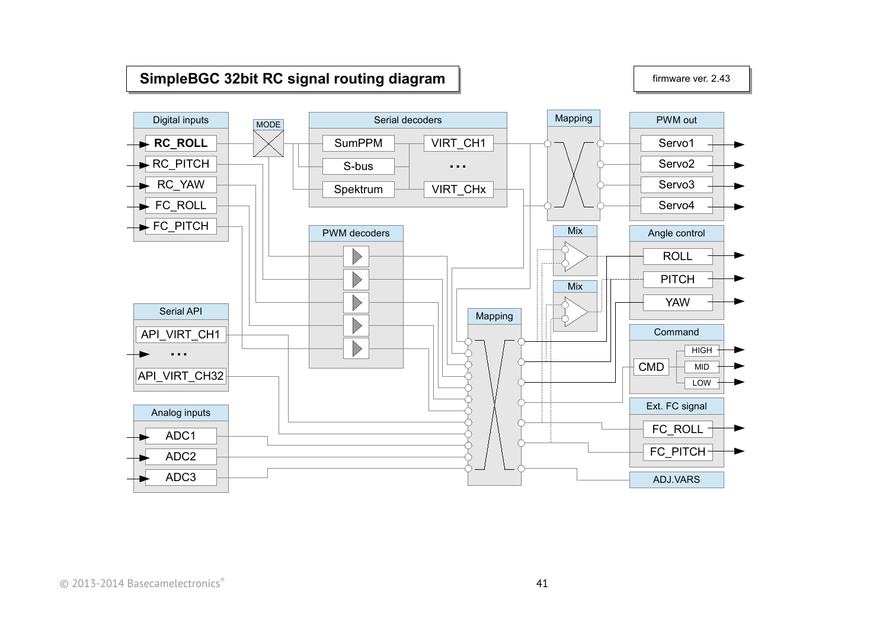# SimpleBGC 32bit RC signal routing diagram

firmware ver. 2.43

Digital inputs

RC_ROLL

RC_PITCH

RC_YAW

FC_ROLL

FC_PITCH

MODE

Serial decoders

SumPPM

S-bus

Spektrum

VIRT_CH1

...

VIRT_CHx

Mapping

PWM out

Servo1

Servo2

Servo3

Servo4

PWM decoders

Mix

Mix

Angle control

ROLL

PITCH

YAW

Serial API

API_VIRT_CH1

...

API_VIRT_CH32

Mapping

Command

CMD

HIGH

MID

LOW

Ext. FC signal

FC_ROLL

FC_PITCH

ADJ.VARS

Analog inputs

ADC1

ADC2

ADC3

© 2013-2014 Basecamelectronics®